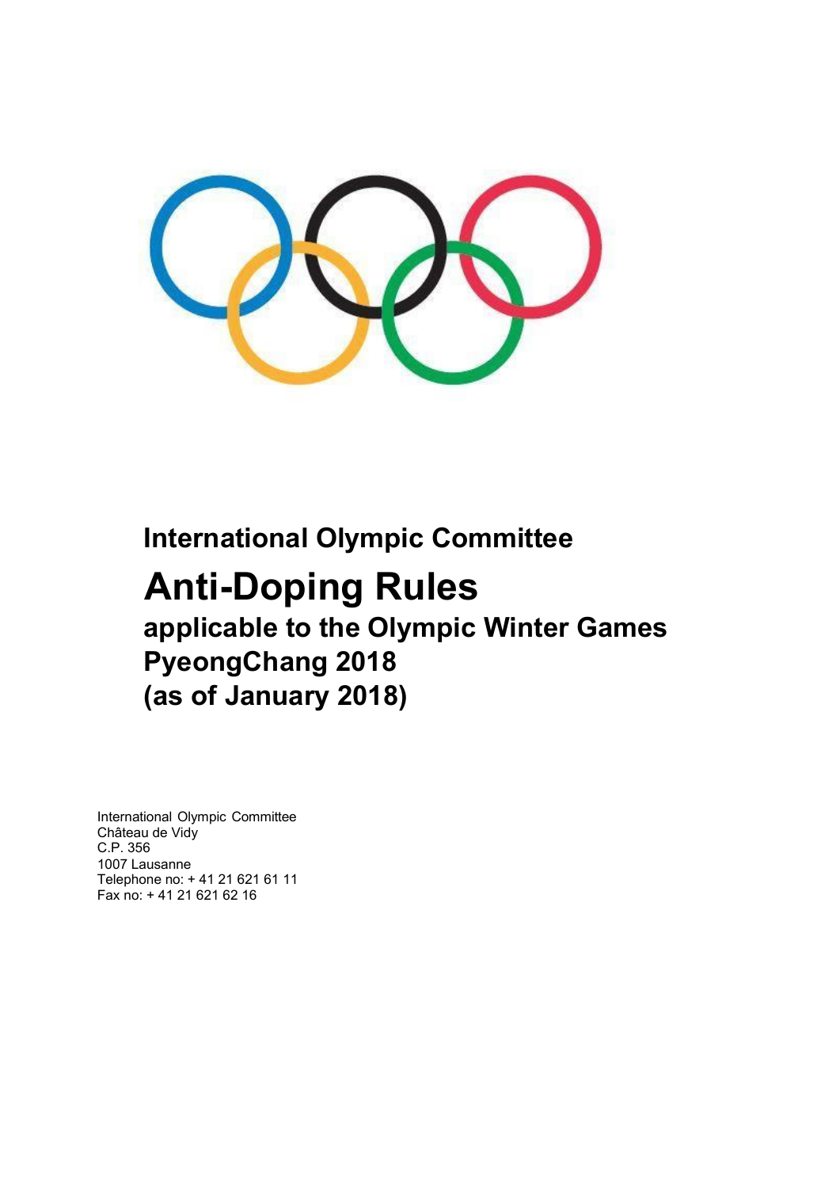# International Olympic Committee

# Anti-Doping Rules

## applicable to the Olympic Winter Games PyeongChang 2018 (as of January 2018)

International Olympic Committee
Château de Vidy
C.P. 356
1007 Lausanne
Telephone no: + 41 21 621 61 11
Fax no: + 41 21 621 62 16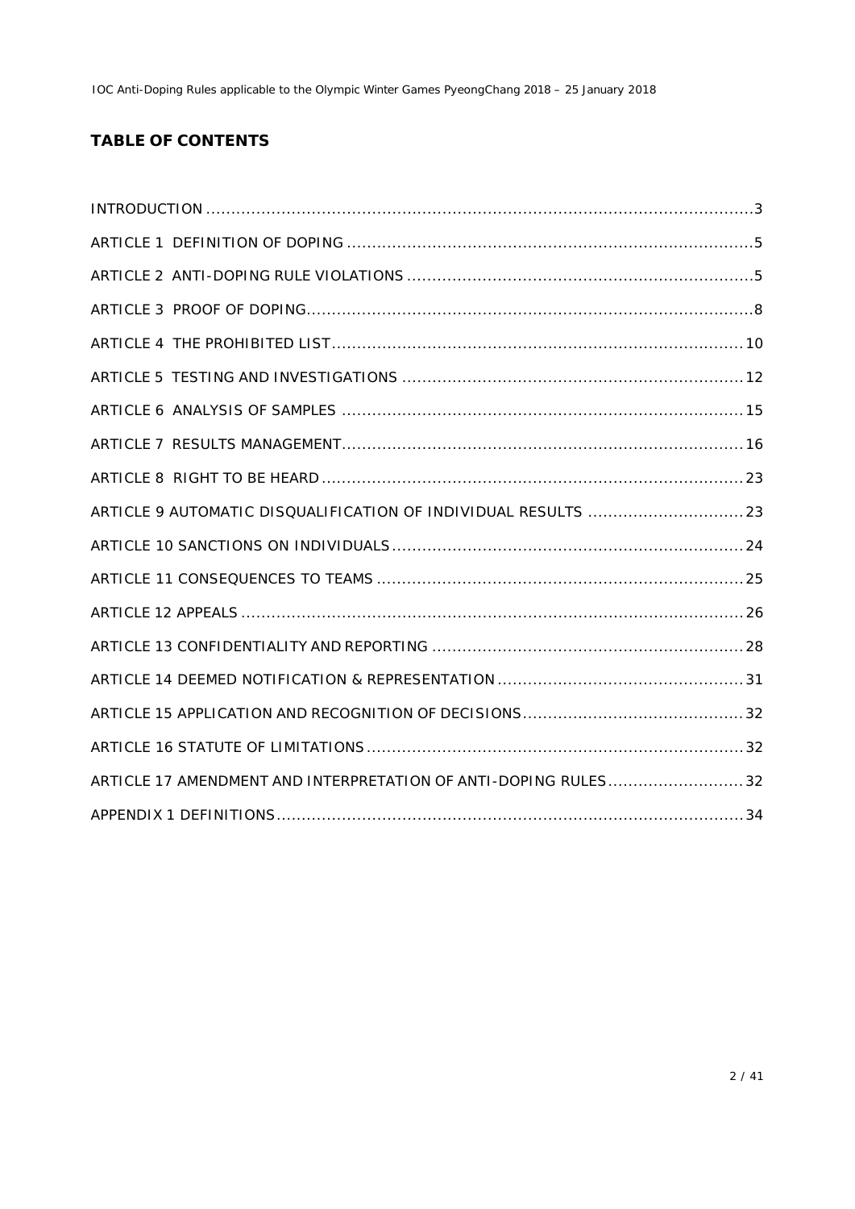## TABLE OF CONTENTS

INTRODUCTION ........................................................................................................ 3

ARTICLE 1 DEFINITION OF DOPING ............................................................................ 5

ARTICLE 2 ANTI-DOPING RULE VIOLATIONS ................................................................ 5

ARTICLE 3 PROOF OF DOPING..................................................................................... 8

ARTICLE 4 THE PROHIBITED LIST.............................................................................. 10

ARTICLE 5 TESTING AND INVESTIGATIONS ................................................................ 12

ARTICLE 6 ANALYSIS OF SAMPLES ............................................................................ 15

ARTICLE 7 RESULTS MANAGEMENT............................................................................ 16

ARTICLE 8 RIGHT TO BE HEARD ................................................................................ 23

ARTICLE 9 AUTOMATIC DISQUALIFICATION OF INDIVIDUAL RESULTS ............................ 23

ARTICLE 10 SANCTIONS ON INDIVIDUALS................................................................... 24

ARTICLE 11 CONSEQUENCES TO TEAMS ..................................................................... 25

ARTICLE 12 APPEALS ................................................................................................ 26

ARTICLE 13 CONFIDENTIALITY AND REPORTING .......................................................... 28

ARTICLE 14 DEEMED NOTIFICATION & REPRESENTATION ............................................. 31

ARTICLE 15 APPLICATION AND RECOGNITION OF DECISIONS......................................... 32

ARTICLE 16 STATUTE OF LIMITATIONS........................................................................ 32

ARTICLE 17 AMENDMENT AND INTERPRETATION OF ANTI-DOPING RULES........................ 32

APPENDIX 1 DEFINITIONS.......................................................................................... 34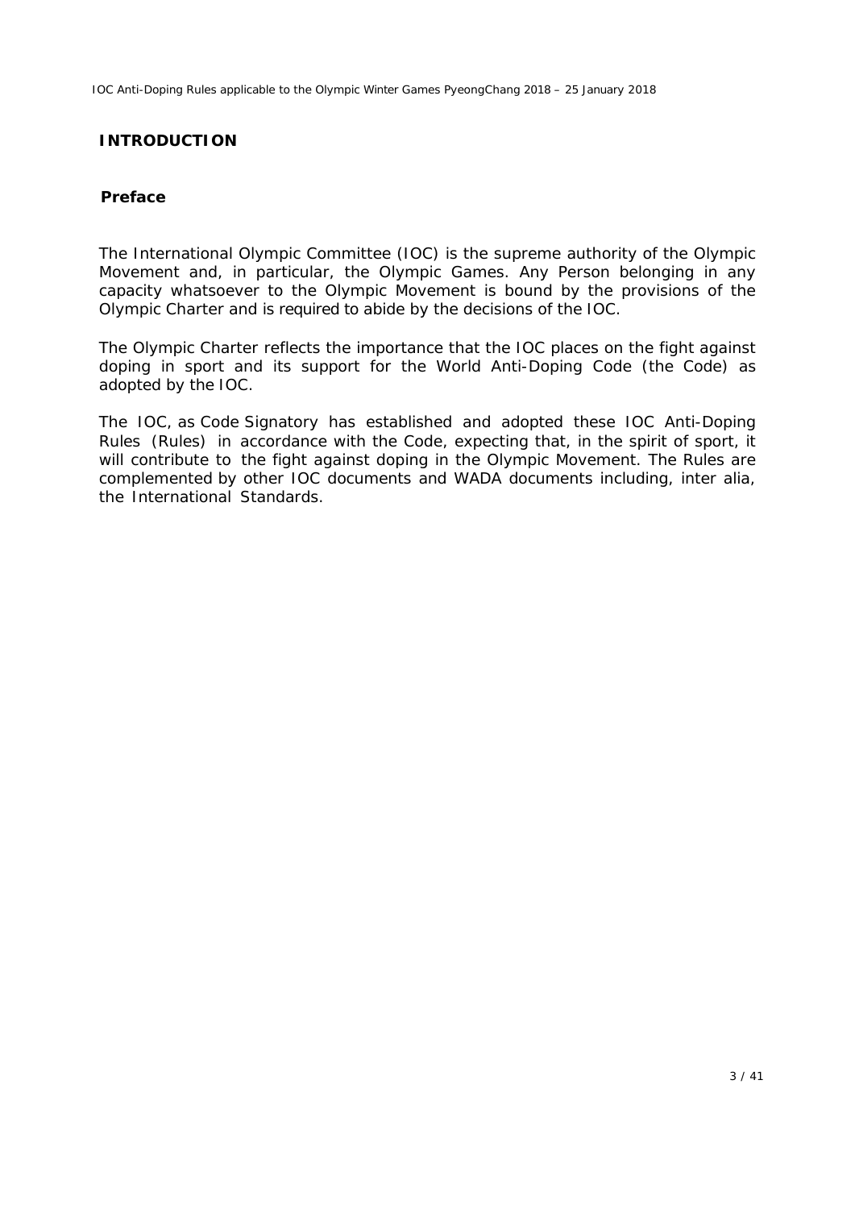# INTRODUCTION

## Preface

The International Olympic Committee (IOC) is the supreme authority of the Olympic Movement and, in particular, the Olympic Games. Any Person belonging in any capacity whatsoever to the Olympic Movement is bound by the provisions of the Olympic Charter and is required to abide by the decisions of the IOC.

The Olympic Charter reflects the importance that the IOC places on the fight against doping in sport and its support for the World Anti-Doping Code (the Code) as adopted by the IOC.

The IOC, as Code Signatory has established and adopted these IOC Anti-Doping Rules (Rules) in accordance with the Code, expecting that, in the spirit of sport, it will contribute to the fight against doping in the Olympic Movement. The Rules are complemented by other IOC documents and WADA documents including, inter alia, the International Standards.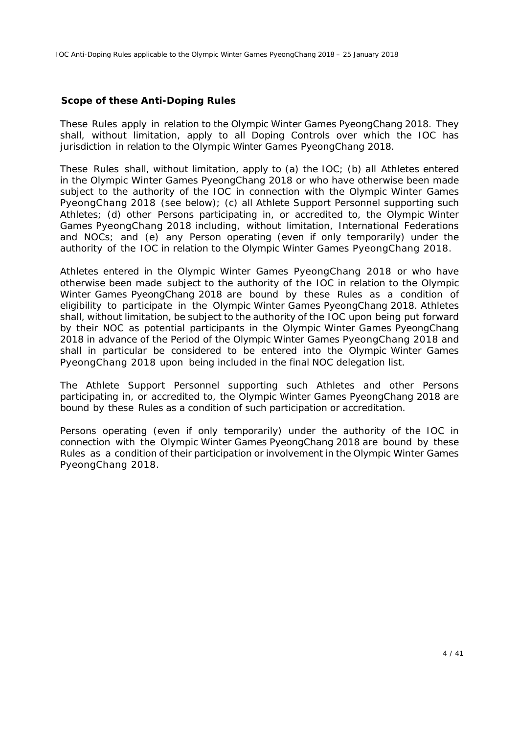## Scope of these Anti-Doping Rules

These Rules apply in relation to the Olympic Winter Games PyeongChang 2018. They shall, without limitation, apply to all Doping Controls over which the IOC has jurisdiction in relation to the Olympic Winter Games PyeongChang 2018.

These Rules shall, without limitation, apply to (a) the IOC; (b) all Athletes entered in the Olympic Winter Games PyeongChang 2018 or who have otherwise been made subject to the authority of the IOC in connection with the Olympic Winter Games PyeongChang 2018 (see below); (c) all Athlete Support Personnel supporting such Athletes; (d) other Persons participating in, or accredited to, the Olympic Winter Games PyeongChang 2018 including, without limitation, International Federations and NOCs; and (e) any Person operating (even if only temporarily) under the authority of the IOC in relation to the Olympic Winter Games PyeongChang 2018.

Athletes entered in the Olympic Winter Games PyeongChang 2018 or who have otherwise been made subject to the authority of the IOC in relation to the Olympic Winter Games PyeongChang 2018 are bound by these Rules as a condition of eligibility to participate in the Olympic Winter Games PyeongChang 2018. Athletes shall, without limitation, be subject to the authority of the IOC upon being put forward by their NOC as potential participants in the Olympic Winter Games PyeongChang 2018 in advance of the Period of the Olympic Winter Games PyeongChang 2018 and shall in particular be considered to be entered into the Olympic Winter Games PyeongChang 2018 upon being included in the final NOC delegation list.

The Athlete Support Personnel supporting such Athletes and other Persons participating in, or accredited to, the Olympic Winter Games PyeongChang 2018 are bound by these Rules as a condition of such participation or accreditation.

Persons operating (even if only temporarily) under the authority of the IOC in connection with the Olympic Winter Games PyeongChang 2018 are bound by these Rules as a condition of their participation or involvement in the Olympic Winter Games PyeongChang 2018.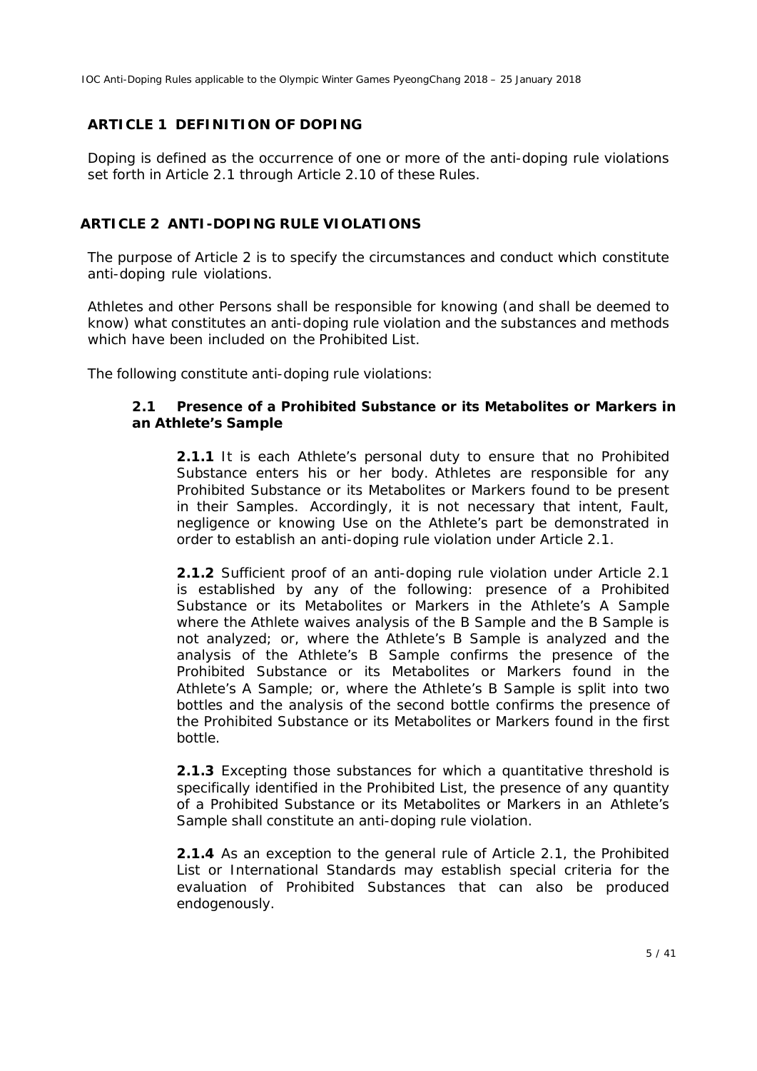## ARTICLE 1 DEFINITION OF DOPING

Doping is defined as the occurrence of one or more of the anti-doping rule violations set forth in Article 2.1 through Article 2.10 of these Rules.

## ARTICLE 2 ANTI-DOPING RULE VIOLATIONS

The purpose of Article 2 is to specify the circumstances and conduct which constitute anti-doping rule violations.

Athletes and other Persons shall be responsible for knowing (and shall be deemed to know) what constitutes an anti-doping rule violation and the substances and methods which have been included on the Prohibited List.

The following constitute anti-doping rule violations:

### 2.1 Presence of a Prohibited Substance or its Metabolites or Markers in an Athlete's Sample

**2.1.1** It is each Athlete's personal duty to ensure that no Prohibited Substance enters his or her body. Athletes are responsible for any Prohibited Substance or its Metabolites or Markers found to be present in their Samples. Accordingly, it is not necessary that intent, Fault, negligence or knowing Use on the Athlete's part be demonstrated in order to establish an anti-doping rule violation under Article 2.1.

**2.1.2** Sufficient proof of an anti-doping rule violation under Article 2.1 is established by any of the following: presence of a Prohibited Substance or its Metabolites or Markers in the Athlete's A Sample where the Athlete waives analysis of the B Sample and the B Sample is not analyzed; or, where the Athlete's B Sample is analyzed and the analysis of the Athlete's B Sample confirms the presence of the Prohibited Substance or its Metabolites or Markers found in the Athlete's A Sample; or, where the Athlete's B Sample is split into two bottles and the analysis of the second bottle confirms the presence of the Prohibited Substance or its Metabolites or Markers found in the first bottle.

**2.1.3** Excepting those substances for which a quantitative threshold is specifically identified in the Prohibited List, the presence of any quantity of a Prohibited Substance or its Metabolites or Markers in an Athlete's Sample shall constitute an anti-doping rule violation.

**2.1.4** As an exception to the general rule of Article 2.1, the Prohibited List or International Standards may establish special criteria for the evaluation of Prohibited Substances that can also be produced endogenously.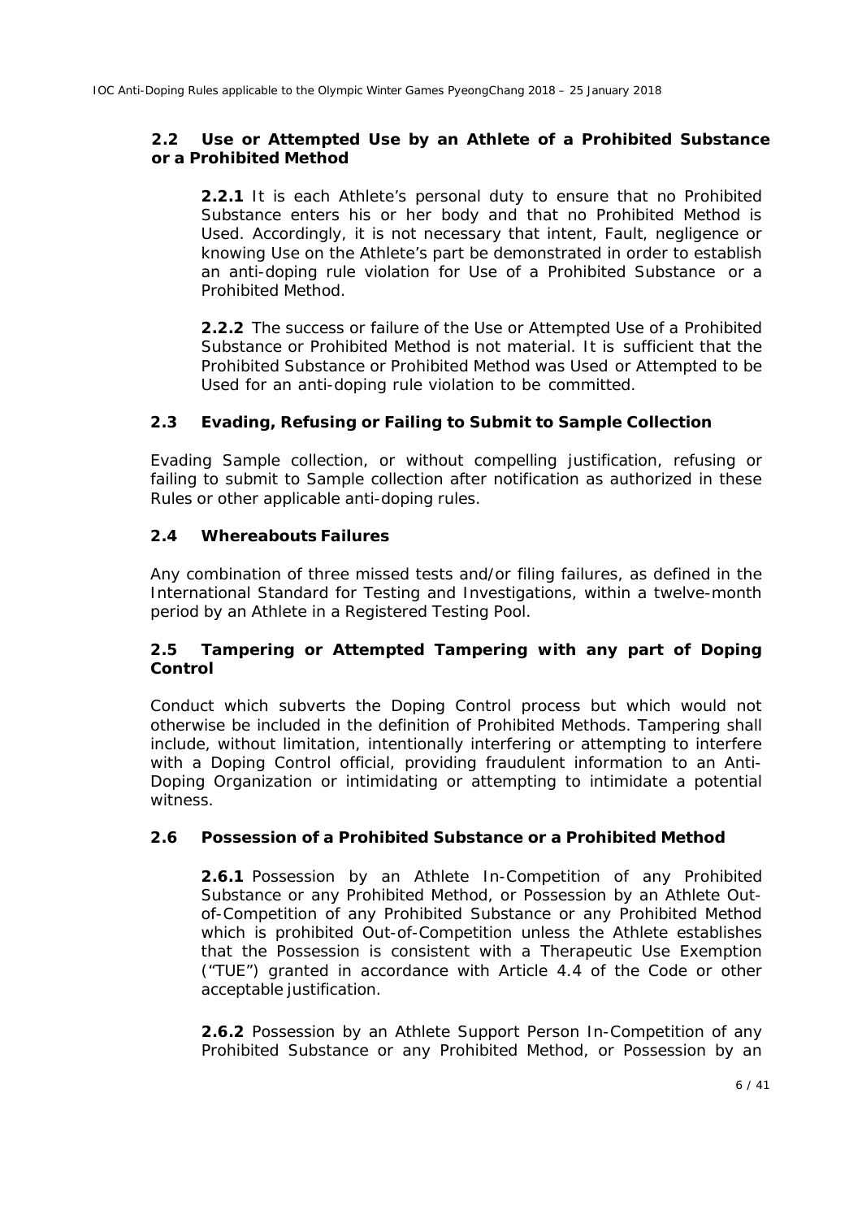### 2.2 Use or Attempted Use by an Athlete of a Prohibited Substance or a Prohibited Method

**2.2.1** It is each Athlete's personal duty to ensure that no Prohibited Substance enters his or her body and that no Prohibited Method is Used. Accordingly, it is not necessary that intent, Fault, negligence or knowing Use on the Athlete's part be demonstrated in order to establish an anti-doping rule violation for Use of a Prohibited Substance or a Prohibited Method.

**2.2.2** The success or failure of the Use or Attempted Use of a Prohibited Substance or Prohibited Method is not material. It is sufficient that the Prohibited Substance or Prohibited Method was Used or Attempted to be Used for an anti-doping rule violation to be committed.

### 2.3 Evading, Refusing or Failing to Submit to Sample Collection

Evading Sample collection, or without compelling justification, refusing or failing to submit to Sample collection after notification as authorized in these Rules or other applicable anti-doping rules.

### 2.4 Whereabouts Failures

Any combination of three missed tests and/or filing failures, as defined in the International Standard for Testing and Investigations, within a twelve-month period by an Athlete in a Registered Testing Pool.

### 2.5 Tampering or Attempted Tampering with any part of Doping Control

Conduct which subverts the Doping Control process but which would not otherwise be included in the definition of Prohibited Methods. Tampering shall include, without limitation, intentionally interfering or attempting to interfere with a Doping Control official, providing fraudulent information to an Anti-Doping Organization or intimidating or attempting to intimidate a potential witness.

### 2.6 Possession of a Prohibited Substance or a Prohibited Method

**2.6.1** Possession by an Athlete In-Competition of any Prohibited Substance or any Prohibited Method, or Possession by an Athlete Out-of-Competition of any Prohibited Substance or any Prohibited Method which is prohibited Out-of-Competition unless the Athlete establishes that the Possession is consistent with a Therapeutic Use Exemption ("TUE") granted in accordance with Article 4.4 of the Code or other acceptable justification.

**2.6.2** Possession by an Athlete Support Person In-Competition of any Prohibited Substance or any Prohibited Method, or Possession by an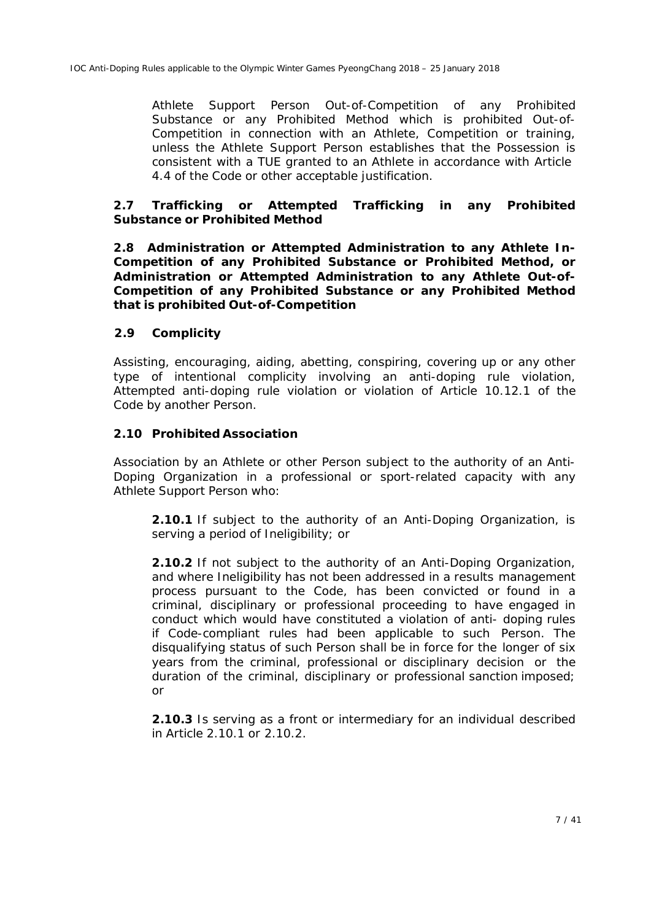Athlete Support Person Out-of-Competition of any Prohibited Substance or any Prohibited Method which is prohibited Out-of-Competition in connection with an Athlete, Competition or training, unless the Athlete Support Person establishes that the Possession is consistent with a TUE granted to an Athlete in accordance with Article 4.4 of the Code or other acceptable justification.

**2.7 Trafficking or Attempted Trafficking in any Prohibited Substance or Prohibited Method**

**2.8 Administration or Attempted Administration to any Athlete In-Competition of any Prohibited Substance or Prohibited Method, or Administration or Attempted Administration to any Athlete Out-of-Competition of any Prohibited Substance or any Prohibited Method that is prohibited Out-of-Competition**

**2.9 Complicity**

Assisting, encouraging, aiding, abetting, conspiring, covering up or any other type of intentional complicity involving an anti-doping rule violation, Attempted anti-doping rule violation or violation of Article 10.12.1 of the Code by another Person.

**2.10 Prohibited Association**

Association by an Athlete or other Person subject to the authority of an Anti-Doping Organization in a professional or sport-related capacity with any Athlete Support Person who:

**2.10.1** If subject to the authority of an Anti-Doping Organization, is serving a period of Ineligibility; or

**2.10.2** If not subject to the authority of an Anti-Doping Organization, and where Ineligibility has not been addressed in a results management process pursuant to the Code, has been convicted or found in a criminal, disciplinary or professional proceeding to have engaged in conduct which would have constituted a violation of anti- doping rules if Code-compliant rules had been applicable to such Person. The disqualifying status of such Person shall be in force for the longer of six years from the criminal, professional or disciplinary decision or the duration of the criminal, disciplinary or professional sanction imposed; or

**2.10.3** Is serving as a front or intermediary for an individual described in Article 2.10.1 or 2.10.2.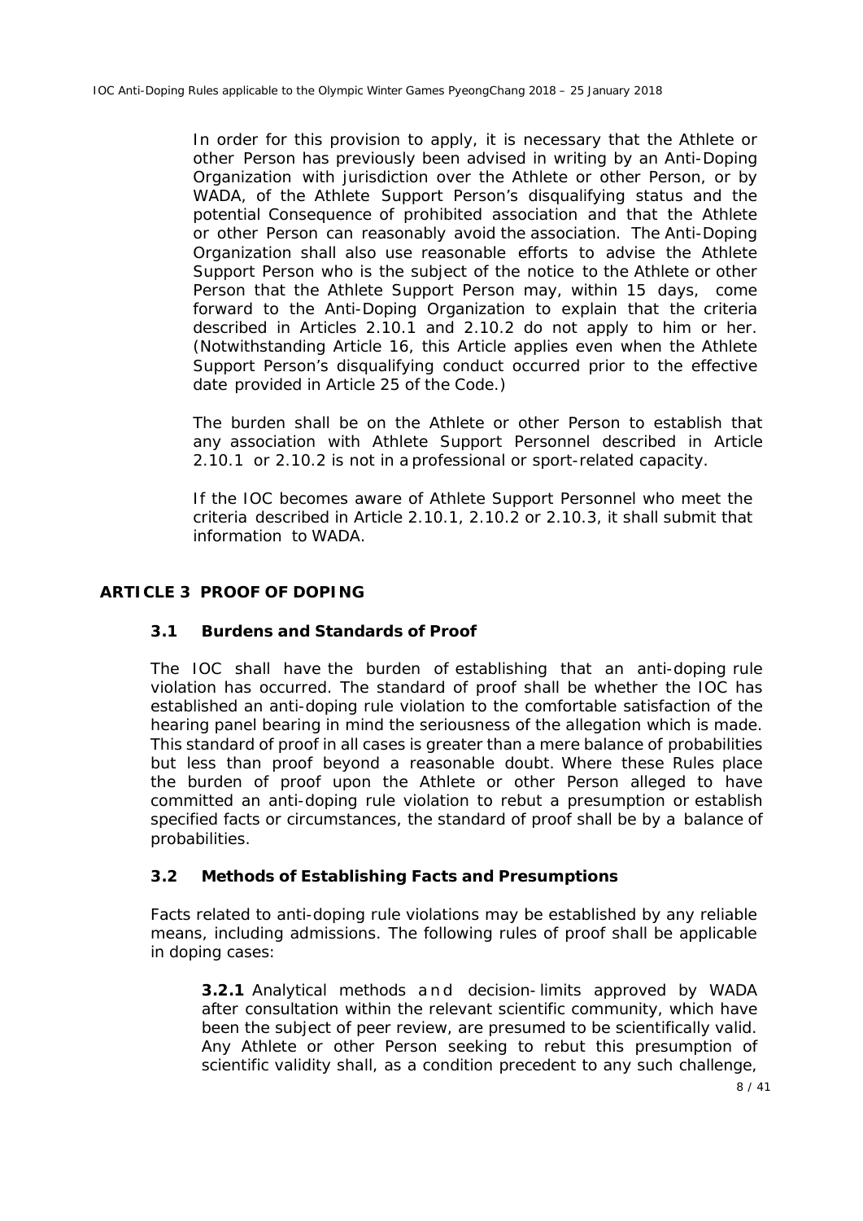In order for this provision to apply, it is necessary that the Athlete or other Person has previously been advised in writing by an Anti-Doping Organization with jurisdiction over the Athlete or other Person, or by WADA, of the Athlete Support Person's disqualifying status and the potential Consequence of prohibited association and that the Athlete or other Person can reasonably avoid the association. The Anti-Doping Organization shall also use reasonable efforts to advise the Athlete Support Person who is the subject of the notice to the Athlete or other Person that the Athlete Support Person may, within 15 days, come forward to the Anti-Doping Organization to explain that the criteria described in Articles 2.10.1 and 2.10.2 do not apply to him or her. (Notwithstanding Article 16, this Article applies even when the Athlete Support Person's disqualifying conduct occurred prior to the effective date provided in Article 25 of the Code.)

The burden shall be on the Athlete or other Person to establish that any association with Athlete Support Personnel described in Article 2.10.1 or 2.10.2 is not in a professional or sport-related capacity.

If the IOC becomes aware of Athlete Support Personnel who meet the criteria described in Article 2.10.1, 2.10.2 or 2.10.3, it shall submit that information to WADA.

## ARTICLE 3 PROOF OF DOPING

### 3.1 Burdens and Standards of Proof

The IOC shall have the burden of establishing that an anti-doping rule violation has occurred. The standard of proof shall be whether the IOC has established an anti-doping rule violation to the comfortable satisfaction of the hearing panel bearing in mind the seriousness of the allegation which is made. This standard of proof in all cases is greater than a mere balance of probabilities but less than proof beyond a reasonable doubt. Where these Rules place the burden of proof upon the Athlete or other Person alleged to have committed an anti-doping rule violation to rebut a presumption or establish specified facts or circumstances, the standard of proof shall be by a balance of probabilities.

### 3.2 Methods of Establishing Facts and Presumptions

Facts related to anti-doping rule violations may be established by any reliable means, including admissions. The following rules of proof shall be applicable in doping cases:

**3.2.1** Analytical methods and decision-limits approved by WADA after consultation within the relevant scientific community, which have been the subject of peer review, are presumed to be scientifically valid. Any Athlete or other Person seeking to rebut this presumption of scientific validity shall, as a condition precedent to any such challenge,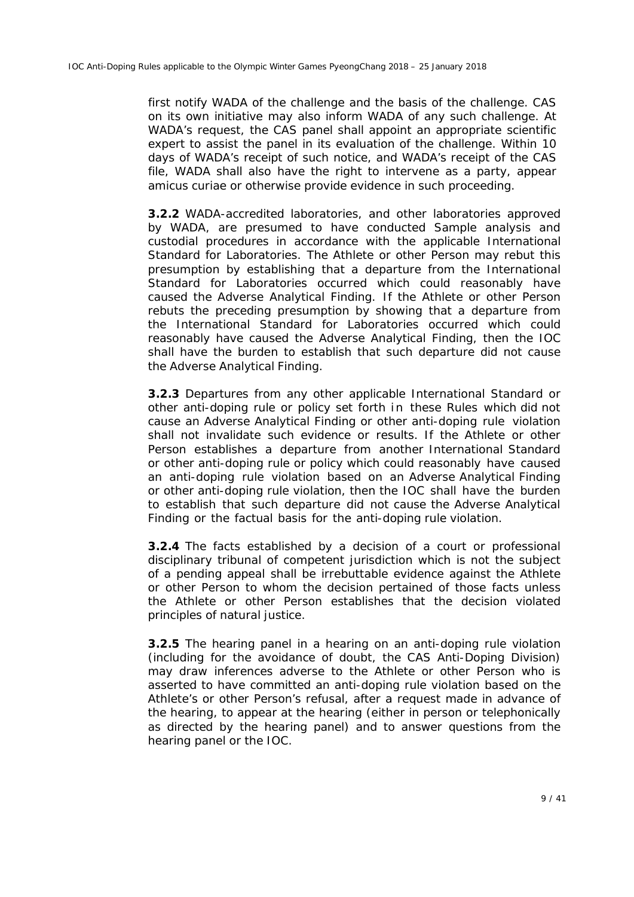first notify WADA of the challenge and the basis of the challenge. CAS on its own initiative may also inform WADA of any such challenge. At WADA's request, the CAS panel shall appoint an appropriate scientific expert to assist the panel in its evaluation of the challenge. Within 10 days of WADA's receipt of such notice, and WADA's receipt of the CAS file, WADA shall also have the right to intervene as a party, appear amicus curiae or otherwise provide evidence in such proceeding.

**3.2.2** WADA-accredited laboratories, and other laboratories approved by WADA, are presumed to have conducted Sample analysis and custodial procedures in accordance with the applicable International Standard for Laboratories. The Athlete or other Person may rebut this presumption by establishing that a departure from the International Standard for Laboratories occurred which could reasonably have caused the Adverse Analytical Finding. If the Athlete or other Person rebuts the preceding presumption by showing that a departure from the International Standard for Laboratories occurred which could reasonably have caused the Adverse Analytical Finding, then the IOC shall have the burden to establish that such departure did not cause the Adverse Analytical Finding.

**3.2.3** Departures from any other applicable International Standard or other anti-doping rule or policy set forth in these Rules which did not cause an Adverse Analytical Finding or other anti-doping rule violation shall not invalidate such evidence or results. If the Athlete or other Person establishes a departure from another International Standard or other anti-doping rule or policy which could reasonably have caused an anti-doping rule violation based on an Adverse Analytical Finding or other anti-doping rule violation, then the IOC shall have the burden to establish that such departure did not cause the Adverse Analytical Finding or the factual basis for the anti-doping rule violation.

**3.2.4** The facts established by a decision of a court or professional disciplinary tribunal of competent jurisdiction which is not the subject of a pending appeal shall be irrebuttable evidence against the Athlete or other Person to whom the decision pertained of those facts unless the Athlete or other Person establishes that the decision violated principles of natural justice.

**3.2.5** The hearing panel in a hearing on an anti-doping rule violation (including for the avoidance of doubt, the CAS Anti-Doping Division) may draw inferences adverse to the Athlete or other Person who is asserted to have committed an anti-doping rule violation based on the Athlete's or other Person's refusal, after a request made in advance of the hearing, to appear at the hearing (either in person or telephonically as directed by the hearing panel) and to answer questions from the hearing panel or the IOC.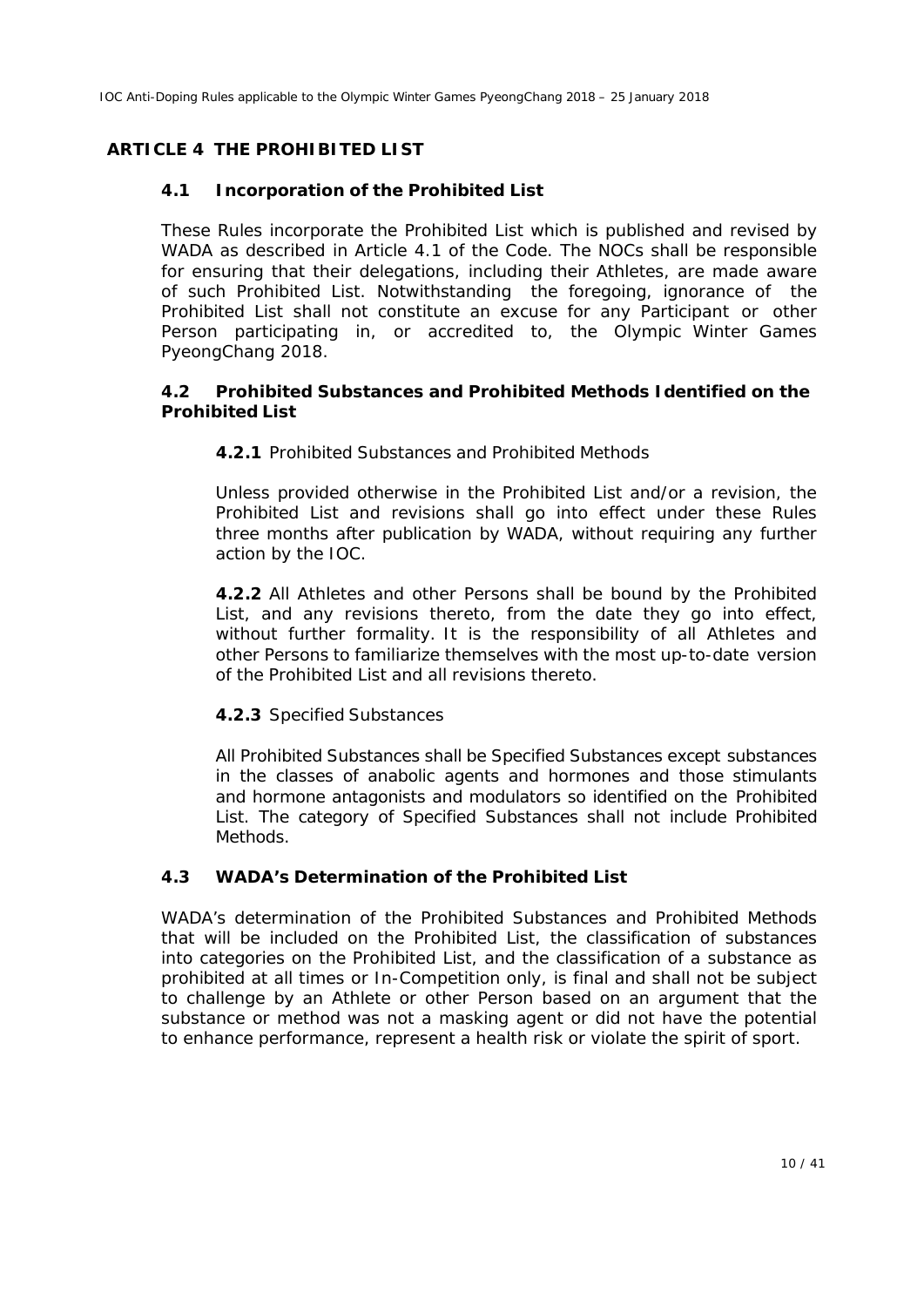## ARTICLE 4 THE PROHIBITED LIST

### 4.1 Incorporation of the Prohibited List

These Rules incorporate the Prohibited List which is published and revised by WADA as described in Article 4.1 of the Code. The NOCs shall be responsible for ensuring that their delegations, including their Athletes, are made aware of such Prohibited List. Notwithstanding the foregoing, ignorance of the Prohibited List shall not constitute an excuse for any Participant or other Person participating in, or accredited to, the Olympic Winter Games PyeongChang 2018.

### 4.2 Prohibited Substances and Prohibited Methods Identified on the Prohibited List

**4.2.1** Prohibited Substances and Prohibited Methods

Unless provided otherwise in the Prohibited List and/or a revision, the Prohibited List and revisions shall go into effect under these Rules three months after publication by WADA, without requiring any further action by the IOC.

**4.2.2** All Athletes and other Persons shall be bound by the Prohibited List, and any revisions thereto, from the date they go into effect, without further formality. It is the responsibility of all Athletes and other Persons to familiarize themselves with the most up-to-date version of the Prohibited List and all revisions thereto.

**4.2.3** Specified Substances

All Prohibited Substances shall be Specified Substances except substances in the classes of anabolic agents and hormones and those stimulants and hormone antagonists and modulators so identified on the Prohibited List. The category of Specified Substances shall not include Prohibited Methods.

### 4.3 WADA's Determination of the Prohibited List

WADA's determination of the Prohibited Substances and Prohibited Methods that will be included on the Prohibited List, the classification of substances into categories on the Prohibited List, and the classification of a substance as prohibited at all times or In-Competition only, is final and shall not be subject to challenge by an Athlete or other Person based on an argument that the substance or method was not a masking agent or did not have the potential to enhance performance, represent a health risk or violate the spirit of sport.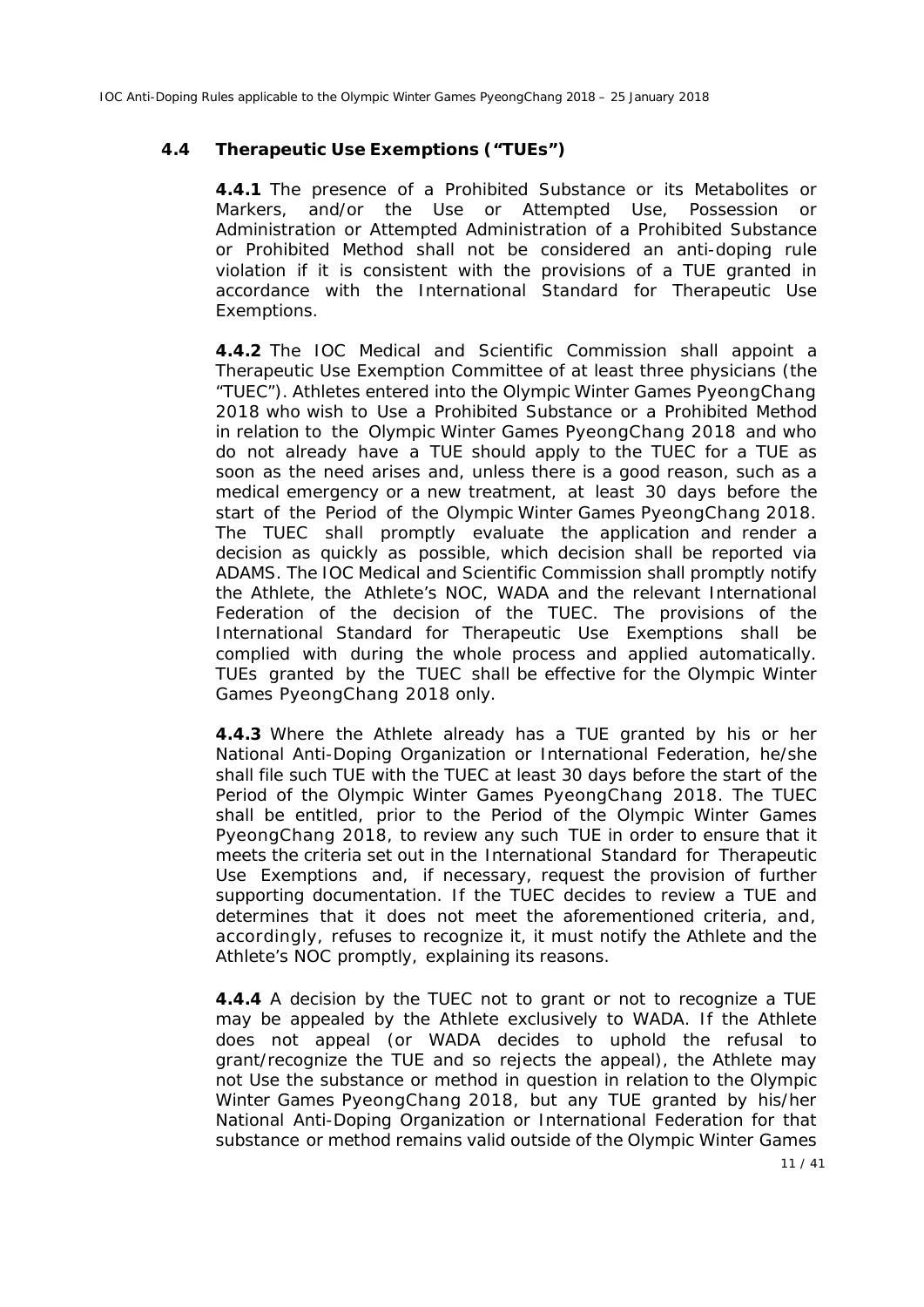### 4.4 Therapeutic Use Exemptions ("TUEs")

**4.4.1** The presence of a Prohibited Substance or its Metabolites or Markers, and/or the Use or Attempted Use, Possession or Administration or Attempted Administration of a Prohibited Substance or Prohibited Method shall not be considered an anti-doping rule violation if it is consistent with the provisions of a TUE granted in accordance with the International Standard for Therapeutic Use Exemptions.

**4.4.2** The IOC Medical and Scientific Commission shall appoint a Therapeutic Use Exemption Committee of at least three physicians (the "TUEC"). Athletes entered into the Olympic Winter Games PyeongChang 2018 who wish to Use a Prohibited Substance or a Prohibited Method in relation to the Olympic Winter Games PyeongChang 2018 and who do not already have a TUE should apply to the TUEC for a TUE as soon as the need arises and, unless there is a good reason, such as a medical emergency or a new treatment, at least 30 days before the start of the Period of the Olympic Winter Games PyeongChang 2018. The TUEC shall promptly evaluate the application and render a decision as quickly as possible, which decision shall be reported via ADAMS. The IOC Medical and Scientific Commission shall promptly notify the Athlete, the Athlete's NOC, WADA and the relevant International Federation of the decision of the TUEC. The provisions of the International Standard for Therapeutic Use Exemptions shall be complied with during the whole process and applied automatically. TUEs granted by the TUEC shall be effective for the Olympic Winter Games PyeongChang 2018 only.

**4.4.3** Where the Athlete already has a TUE granted by his or her National Anti-Doping Organization or International Federation, he/she shall file such TUE with the TUEC at least 30 days before the start of the Period of the Olympic Winter Games PyeongChang 2018. The TUEC shall be entitled, prior to the Period of the Olympic Winter Games PyeongChang 2018, to review any such TUE in order to ensure that it meets the criteria set out in the International Standard for Therapeutic Use Exemptions and, if necessary, request the provision of further supporting documentation. If the TUEC decides to review a TUE and determines that it does not meet the aforementioned criteria, and, accordingly, refuses to recognize it, it must notify the Athlete and the Athlete's NOC promptly, explaining its reasons.

**4.4.4** A decision by the TUEC not to grant or not to recognize a TUE may be appealed by the Athlete exclusively to WADA. If the Athlete does not appeal (or WADA decides to uphold the refusal to grant/recognize the TUE and so rejects the appeal), the Athlete may not Use the substance or method in question in relation to the Olympic Winter Games PyeongChang 2018, but any TUE granted by his/her National Anti-Doping Organization or International Federation for that substance or method remains valid outside of the Olympic Winter Games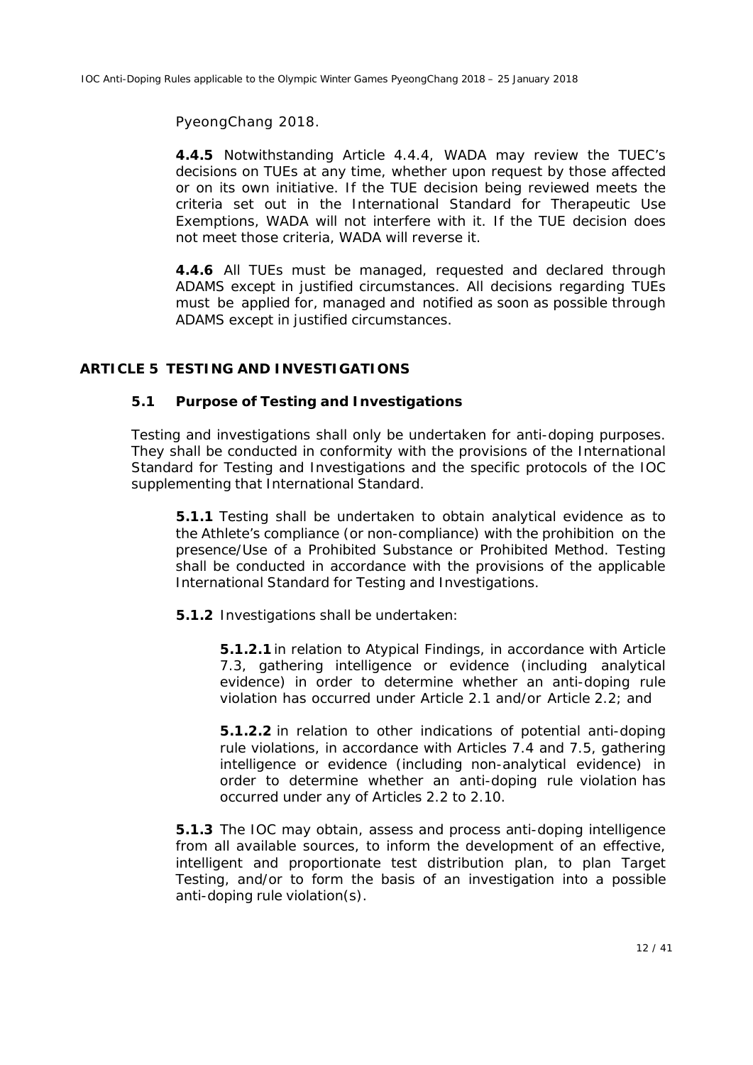PyeongChang 2018.

**4.4.5** Notwithstanding Article 4.4.4, WADA may review the TUEC's decisions on TUEs at any time, whether upon request by those affected or on its own initiative. If the TUE decision being reviewed meets the criteria set out in the International Standard for Therapeutic Use Exemptions, WADA will not interfere with it. If the TUE decision does not meet those criteria, WADA will reverse it.

**4.4.6** All TUEs must be managed, requested and declared through ADAMS except in justified circumstances. All decisions regarding TUEs must be applied for, managed and notified as soon as possible through ADAMS except in justified circumstances.

## ARTICLE 5 TESTING AND INVESTIGATIONS

### 5.1 Purpose of Testing and Investigations

Testing and investigations shall only be undertaken for anti-doping purposes. They shall be conducted in conformity with the provisions of the International Standard for Testing and Investigations and the specific protocols of the IOC supplementing that International Standard.

**5.1.1** Testing shall be undertaken to obtain analytical evidence as to the Athlete's compliance (or non-compliance) with the prohibition on the presence/Use of a Prohibited Substance or Prohibited Method. Testing shall be conducted in accordance with the provisions of the applicable International Standard for Testing and Investigations.

**5.1.2** Investigations shall be undertaken:

**5.1.2.1** in relation to Atypical Findings, in accordance with Article 7.3, gathering intelligence or evidence (including analytical evidence) in order to determine whether an anti-doping rule violation has occurred under Article 2.1 and/or Article 2.2; and

**5.1.2.2** in relation to other indications of potential anti-doping rule violations, in accordance with Articles 7.4 and 7.5, gathering intelligence or evidence (including non-analytical evidence) in order to determine whether an anti-doping rule violation has occurred under any of Articles 2.2 to 2.10.

**5.1.3** The IOC may obtain, assess and process anti-doping intelligence from all available sources, to inform the development of an effective, intelligent and proportionate test distribution plan, to plan Target Testing, and/or to form the basis of an investigation into a possible anti-doping rule violation(s).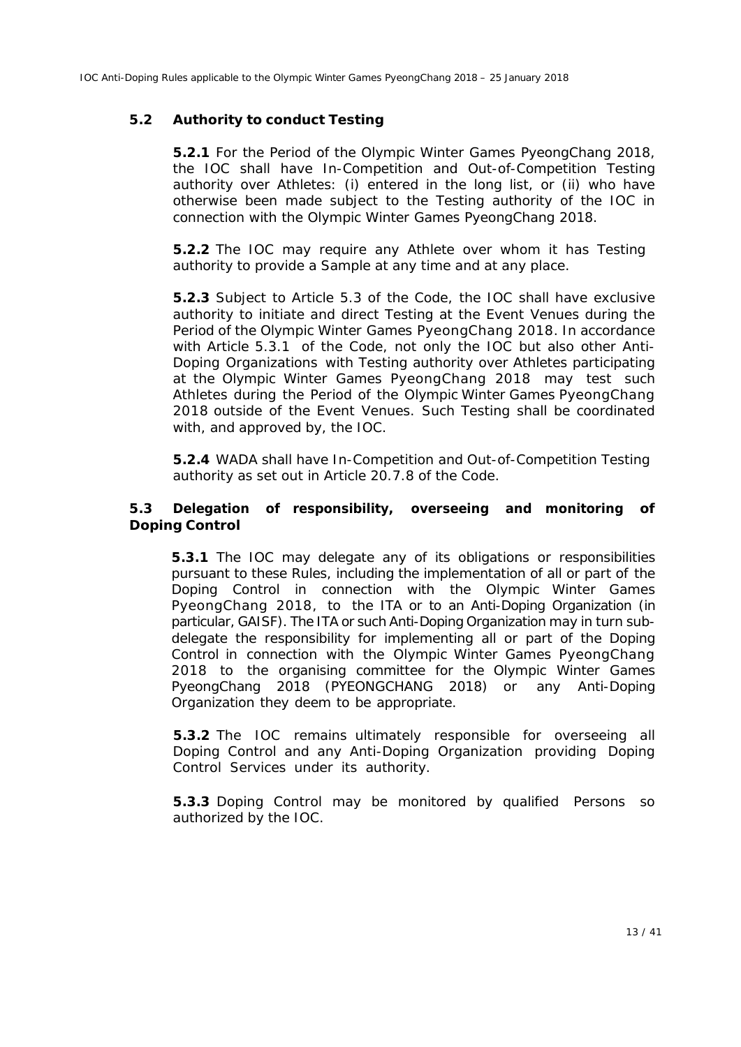## 5.2 Authority to conduct Testing

**5.2.1** For the Period of the Olympic Winter Games PyeongChang 2018, the IOC shall have In-Competition and Out-of-Competition Testing authority over Athletes: (i) entered in the long list, or (ii) who have otherwise been made subject to the Testing authority of the IOC in connection with the Olympic Winter Games PyeongChang 2018.

**5.2.2** The IOC may require any Athlete over whom it has Testing authority to provide a Sample at any time and at any place.

**5.2.3** Subject to Article 5.3 of the Code, the IOC shall have exclusive authority to initiate and direct Testing at the Event Venues during the Period of the Olympic Winter Games PyeongChang 2018. In accordance with Article 5.3.1 of the Code, not only the IOC but also other Anti-Doping Organizations with Testing authority over Athletes participating at the Olympic Winter Games PyeongChang 2018 may test such Athletes during the Period of the Olympic Winter Games PyeongChang 2018 outside of the Event Venues. Such Testing shall be coordinated with, and approved by, the IOC.

**5.2.4** WADA shall have In-Competition and Out-of-Competition Testing authority as set out in Article 20.7.8 of the Code.

## 5.3 Delegation of responsibility, overseeing and monitoring of Doping Control

**5.3.1** The IOC may delegate any of its obligations or responsibilities pursuant to these Rules, including the implementation of all or part of the Doping Control in connection with the Olympic Winter Games PyeongChang 2018, to the ITA or to an Anti-Doping Organization (in particular, GAISF). The ITA or such Anti-Doping Organization may in turn sub-delegate the responsibility for implementing all or part of the Doping Control in connection with the Olympic Winter Games PyeongChang 2018 to the organising committee for the Olympic Winter Games PyeongChang 2018 (PYEONGCHANG 2018) or any Anti-Doping Organization they deem to be appropriate.

**5.3.2** The IOC remains ultimately responsible for overseeing all Doping Control and any Anti-Doping Organization providing Doping Control Services under its authority.

**5.3.3** Doping Control may be monitored by qualified Persons so authorized by the IOC.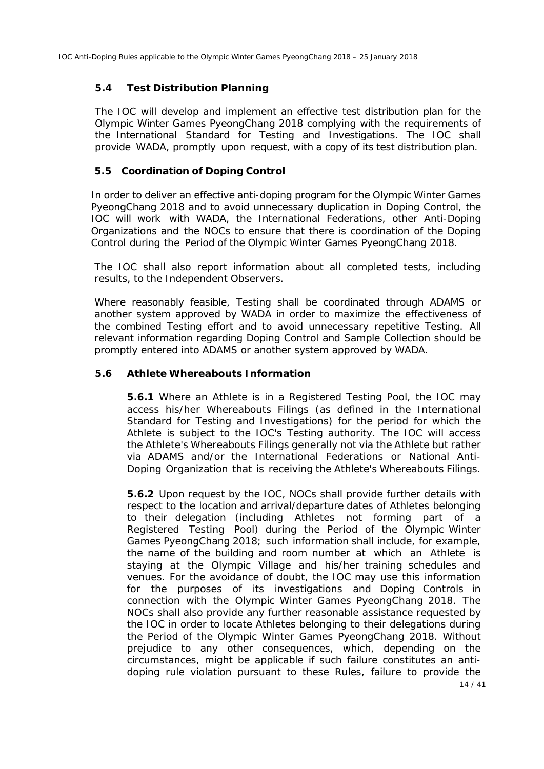### 5.4 Test Distribution Planning

The IOC will develop and implement an effective test distribution plan for the Olympic Winter Games PyeongChang 2018 complying with the requirements of the International Standard for Testing and Investigations. The IOC shall provide WADA, promptly upon request, with a copy of its test distribution plan.

### 5.5 Coordination of Doping Control

In order to deliver an effective anti-doping program for the Olympic Winter Games PyeongChang 2018 and to avoid unnecessary duplication in Doping Control, the IOC will work with WADA, the International Federations, other Anti-Doping Organizations and the NOCs to ensure that there is coordination of the Doping Control during the Period of the Olympic Winter Games PyeongChang 2018.

The IOC shall also report information about all completed tests, including results, to the Independent Observers.

Where reasonably feasible, Testing shall be coordinated through ADAMS or another system approved by WADA in order to maximize the effectiveness of the combined Testing effort and to avoid unnecessary repetitive Testing. All relevant information regarding Doping Control and Sample Collection should be promptly entered into ADAMS or another system approved by WADA.

### 5.6 Athlete Whereabouts Information

**5.6.1** Where an Athlete is in a Registered Testing Pool, the IOC may access his/her Whereabouts Filings (as defined in the International Standard for Testing and Investigations) for the period for which the Athlete is subject to the IOC's Testing authority. The IOC will access the Athlete's Whereabouts Filings generally not via the Athlete but rather via ADAMS and/or the International Federations or National Anti-Doping Organization that is receiving the Athlete's Whereabouts Filings.

**5.6.2** Upon request by the IOC, NOCs shall provide further details with respect to the location and arrival/departure dates of Athletes belonging to their delegation (including Athletes not forming part of a Registered Testing Pool) during the Period of the Olympic Winter Games PyeongChang 2018; such information shall include, for example, the name of the building and room number at which an Athlete is staying at the Olympic Village and his/her training schedules and venues. For the avoidance of doubt, the IOC may use this information for the purposes of its investigations and Doping Controls in connection with the Olympic Winter Games PyeongChang 2018. The NOCs shall also provide any further reasonable assistance requested by the IOC in order to locate Athletes belonging to their delegations during the Period of the Olympic Winter Games PyeongChang 2018. Without prejudice to any other consequences, which, depending on the circumstances, might be applicable if such failure constitutes an anti-doping rule violation pursuant to these Rules, failure to provide the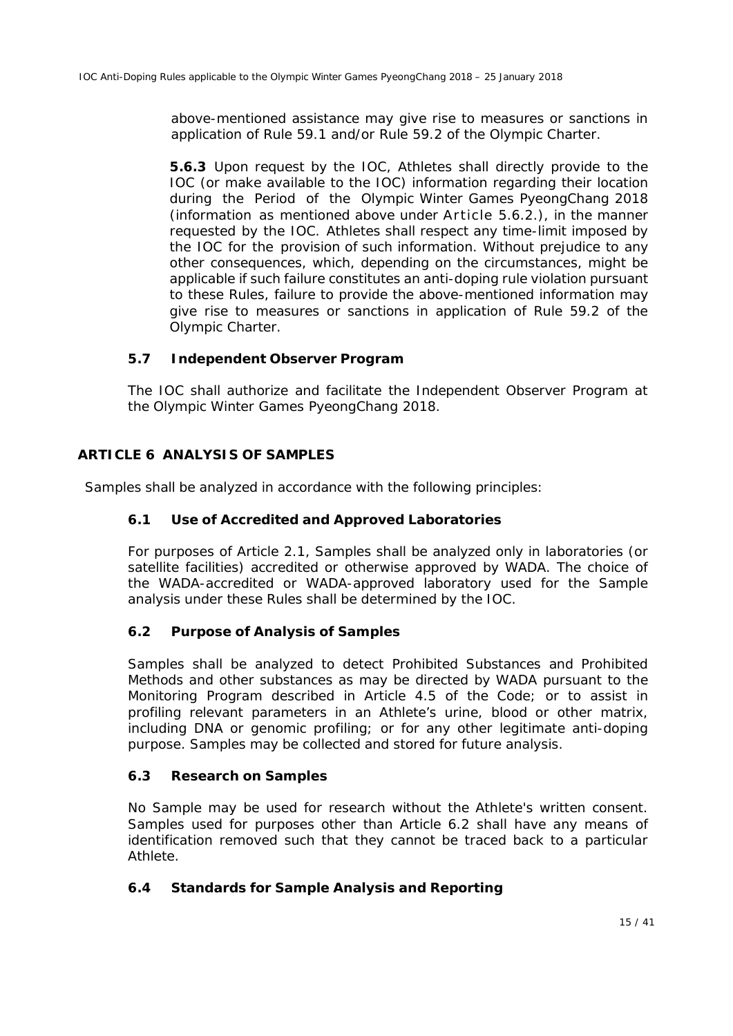above-mentioned assistance may give rise to measures or sanctions in application of Rule 59.1 and/or Rule 59.2 of the Olympic Charter.

**5.6.3** Upon request by the IOC, Athletes shall directly provide to the IOC (or make available to the IOC) information regarding their location during the Period of the Olympic Winter Games PyeongChang 2018 (information as mentioned above under Article 5.6.2.), in the manner requested by the IOC. Athletes shall respect any time-limit imposed by the IOC for the provision of such information. Without prejudice to any other consequences, which, depending on the circumstances, might be applicable if such failure constitutes an anti-doping rule violation pursuant to these Rules, failure to provide the above-mentioned information may give rise to measures or sanctions in application of Rule 59.2 of the Olympic Charter.

### 5.7 Independent Observer Program

The IOC shall authorize and facilitate the Independent Observer Program at the Olympic Winter Games PyeongChang 2018.

## ARTICLE 6 ANALYSIS OF SAMPLES

Samples shall be analyzed in accordance with the following principles:

### 6.1 Use of Accredited and Approved Laboratories

For purposes of Article 2.1, Samples shall be analyzed only in laboratories (or satellite facilities) accredited or otherwise approved by WADA. The choice of the WADA-accredited or WADA-approved laboratory used for the Sample analysis under these Rules shall be determined by the IOC.

### 6.2 Purpose of Analysis of Samples

Samples shall be analyzed to detect Prohibited Substances and Prohibited Methods and other substances as may be directed by WADA pursuant to the Monitoring Program described in Article 4.5 of the Code; or to assist in profiling relevant parameters in an Athlete's urine, blood or other matrix, including DNA or genomic profiling; or for any other legitimate anti-doping purpose. Samples may be collected and stored for future analysis.

### 6.3 Research on Samples

No Sample may be used for research without the Athlete's written consent. Samples used for purposes other than Article 6.2 shall have any means of identification removed such that they cannot be traced back to a particular Athlete.

### 6.4 Standards for Sample Analysis and Reporting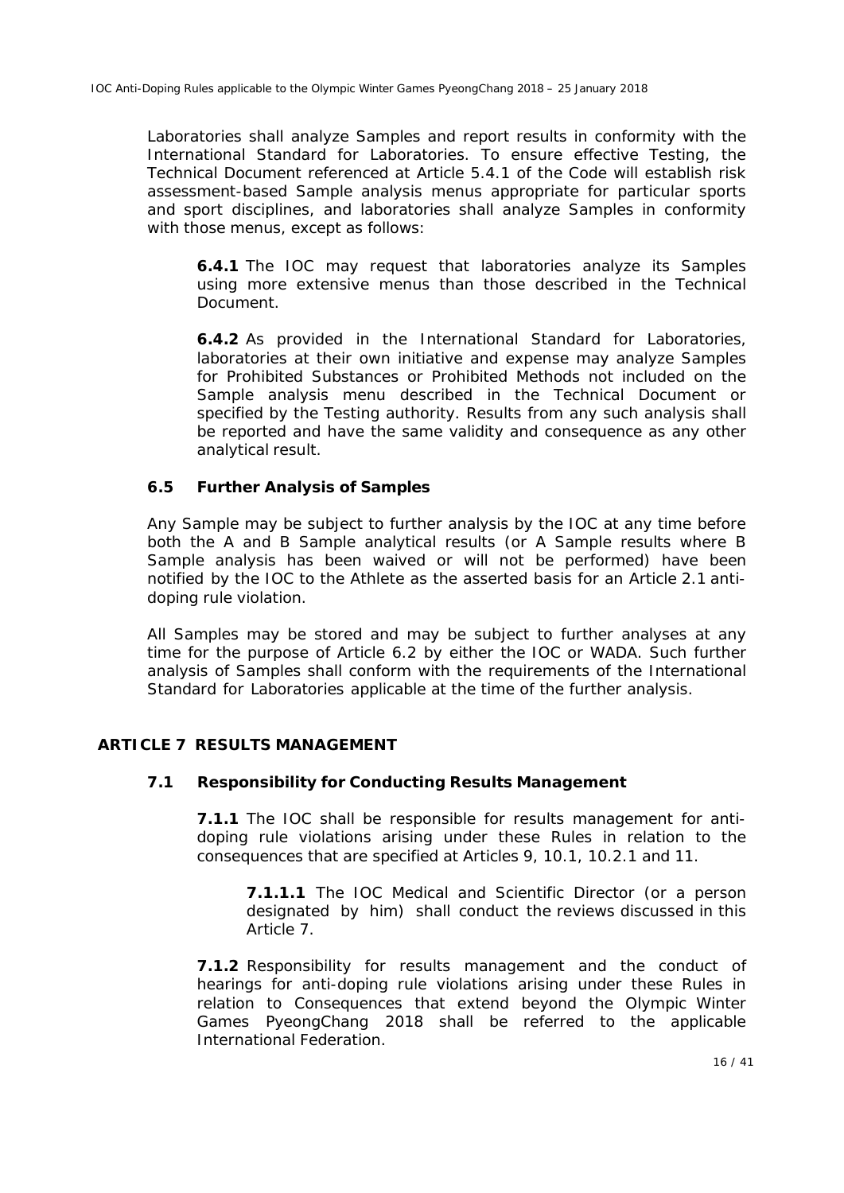Laboratories shall analyze Samples and report results in conformity with the International Standard for Laboratories. To ensure effective Testing, the Technical Document referenced at Article 5.4.1 of the Code will establish risk assessment-based Sample analysis menus appropriate for particular sports and sport disciplines, and laboratories shall analyze Samples in conformity with those menus, except as follows:

**6.4.1** The IOC may request that laboratories analyze its Samples using more extensive menus than those described in the Technical Document.

**6.4.2** As provided in the International Standard for Laboratories, laboratories at their own initiative and expense may analyze Samples for Prohibited Substances or Prohibited Methods not included on the Sample analysis menu described in the Technical Document or specified by the Testing authority. Results from any such analysis shall be reported and have the same validity and consequence as any other analytical result.

### 6.5 Further Analysis of Samples

Any Sample may be subject to further analysis by the IOC at any time before both the A and B Sample analytical results (or A Sample results where B Sample analysis has been waived or will not be performed) have been notified by the IOC to the Athlete as the asserted basis for an Article 2.1 anti-doping rule violation.

All Samples may be stored and may be subject to further analyses at any time for the purpose of Article 6.2 by either the IOC or WADA. Such further analysis of Samples shall conform with the requirements of the International Standard for Laboratories applicable at the time of the further analysis.

## ARTICLE 7 RESULTS MANAGEMENT

### 7.1 Responsibility for Conducting Results Management

**7.1.1** The IOC shall be responsible for results management for anti-doping rule violations arising under these Rules in relation to the consequences that are specified at Articles 9, 10.1, 10.2.1 and 11.

**7.1.1.1** The IOC Medical and Scientific Director (or a person designated by him) shall conduct the reviews discussed in this Article 7.

**7.1.2** Responsibility for results management and the conduct of hearings for anti-doping rule violations arising under these Rules in relation to Consequences that extend beyond the Olympic Winter Games PyeongChang 2018 shall be referred to the applicable International Federation.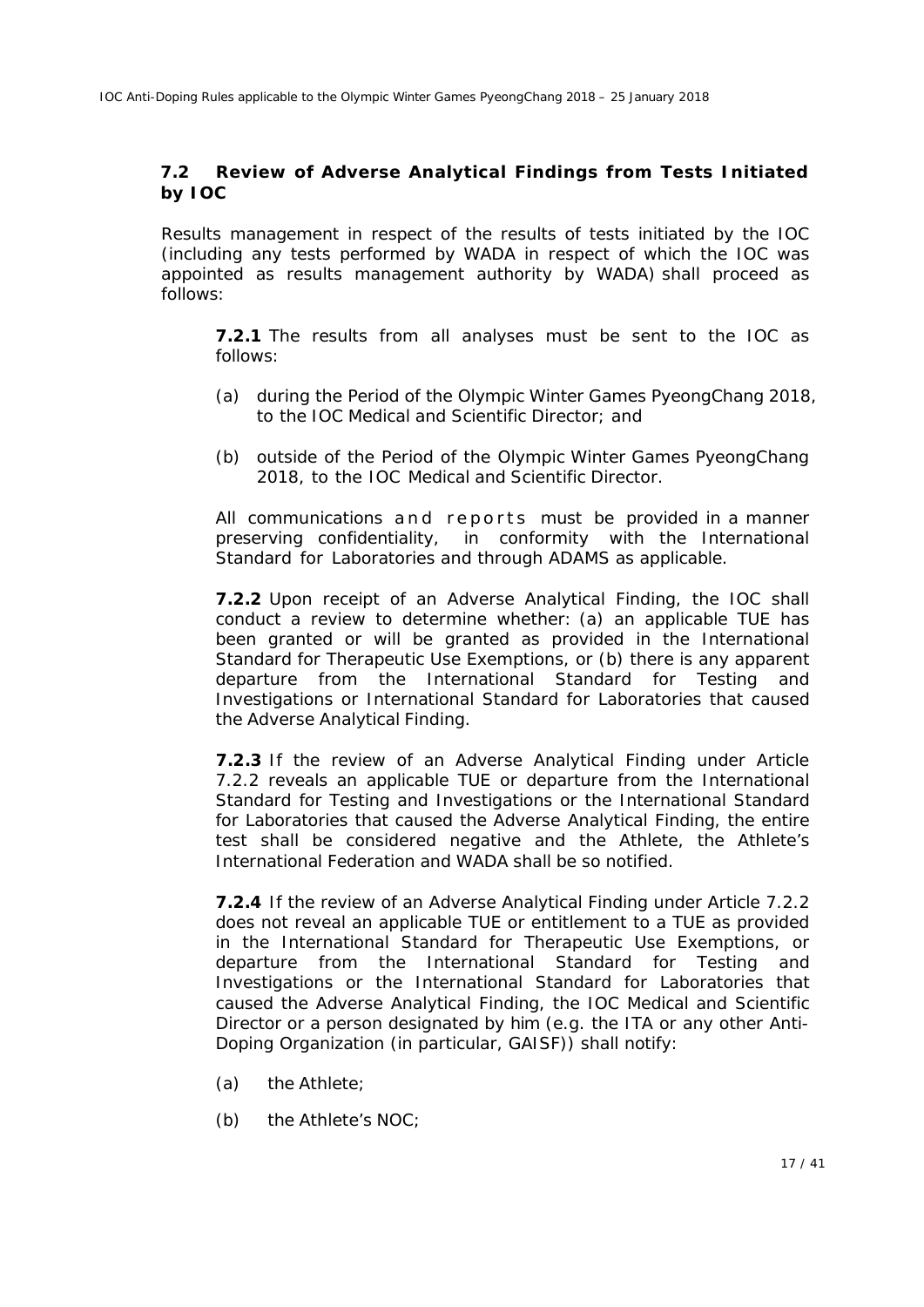### 7.2 Review of Adverse Analytical Findings from Tests Initiated by IOC

Results management in respect of the results of tests initiated by the IOC (including any tests performed by WADA in respect of which the IOC was appointed as results management authority by WADA) shall proceed as follows:

**7.2.1** The results from all analyses must be sent to the IOC as follows:

(a) during the Period of the Olympic Winter Games PyeongChang 2018, to the IOC Medical and Scientific Director; and

(b) outside of the Period of the Olympic Winter Games PyeongChang 2018, to the IOC Medical and Scientific Director.

All communications and reports must be provided in a manner preserving confidentiality, in conformity with the International Standard for Laboratories and through ADAMS as applicable.

**7.2.2** Upon receipt of an Adverse Analytical Finding, the IOC shall conduct a review to determine whether: (a) an applicable TUE has been granted or will be granted as provided in the International Standard for Therapeutic Use Exemptions, or (b) there is any apparent departure from the International Standard for Testing and Investigations or International Standard for Laboratories that caused the Adverse Analytical Finding.

**7.2.3** If the review of an Adverse Analytical Finding under Article 7.2.2 reveals an applicable TUE or departure from the International Standard for Testing and Investigations or the International Standard for Laboratories that caused the Adverse Analytical Finding, the entire test shall be considered negative and the Athlete, the Athlete's International Federation and WADA shall be so notified.

**7.2.4** If the review of an Adverse Analytical Finding under Article 7.2.2 does not reveal an applicable TUE or entitlement to a TUE as provided in the International Standard for Therapeutic Use Exemptions, or departure from the International Standard for Testing and Investigations or the International Standard for Laboratories that caused the Adverse Analytical Finding, the IOC Medical and Scientific Director or a person designated by him (e.g. the ITA or any other Anti-Doping Organization (in particular, GAISF)) shall notify:

(a) the Athlete;

(b) the Athlete's NOC;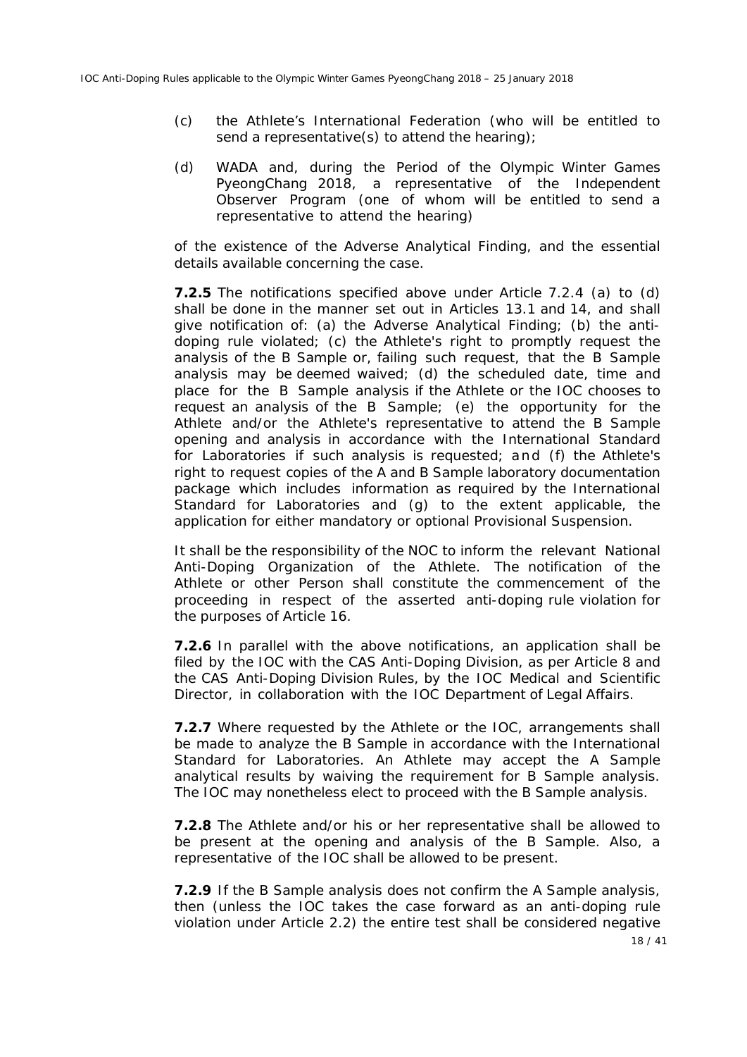(c) the Athlete's International Federation (who will be entitled to send a representative(s) to attend the hearing);

(d) WADA and, during the Period of the Olympic Winter Games PyeongChang 2018, a representative of the Independent Observer Program (one of whom will be entitled to send a representative to attend the hearing)

of the existence of the Adverse Analytical Finding, and the essential details available concerning the case.

**7.2.5** The notifications specified above under Article 7.2.4 (a) to (d) shall be done in the manner set out in Articles 13.1 and 14, and shall give notification of: (a) the Adverse Analytical Finding; (b) the anti-doping rule violated; (c) the Athlete's right to promptly request the analysis of the B Sample or, failing such request, that the B Sample analysis may be deemed waived; (d) the scheduled date, time and place for the B Sample analysis if the Athlete or the IOC chooses to request an analysis of the B Sample; (e) the opportunity for the Athlete and/or the Athlete's representative to attend the B Sample opening and analysis in accordance with the International Standard for Laboratories if such analysis is requested; and (f) the Athlete's right to request copies of the A and B Sample laboratory documentation package which includes information as required by the International Standard for Laboratories and (g) to the extent applicable, the application for either mandatory or optional Provisional Suspension.

It shall be the responsibility of the NOC to inform the relevant National Anti-Doping Organization of the Athlete. The notification of the Athlete or other Person shall constitute the commencement of the proceeding in respect of the asserted anti-doping rule violation for the purposes of Article 16.

**7.2.6** In parallel with the above notifications, an application shall be filed by the IOC with the CAS Anti-Doping Division, as per Article 8 and the CAS Anti-Doping Division Rules, by the IOC Medical and Scientific Director, in collaboration with the IOC Department of Legal Affairs.

**7.2.7** Where requested by the Athlete or the IOC, arrangements shall be made to analyze the B Sample in accordance with the International Standard for Laboratories. An Athlete may accept the A Sample analytical results by waiving the requirement for B Sample analysis. The IOC may nonetheless elect to proceed with the B Sample analysis.

**7.2.8** The Athlete and/or his or her representative shall be allowed to be present at the opening and analysis of the B Sample. Also, a representative of the IOC shall be allowed to be present.

**7.2.9** If the B Sample analysis does not confirm the A Sample analysis, then (unless the IOC takes the case forward as an anti-doping rule violation under Article 2.2) the entire test shall be considered negative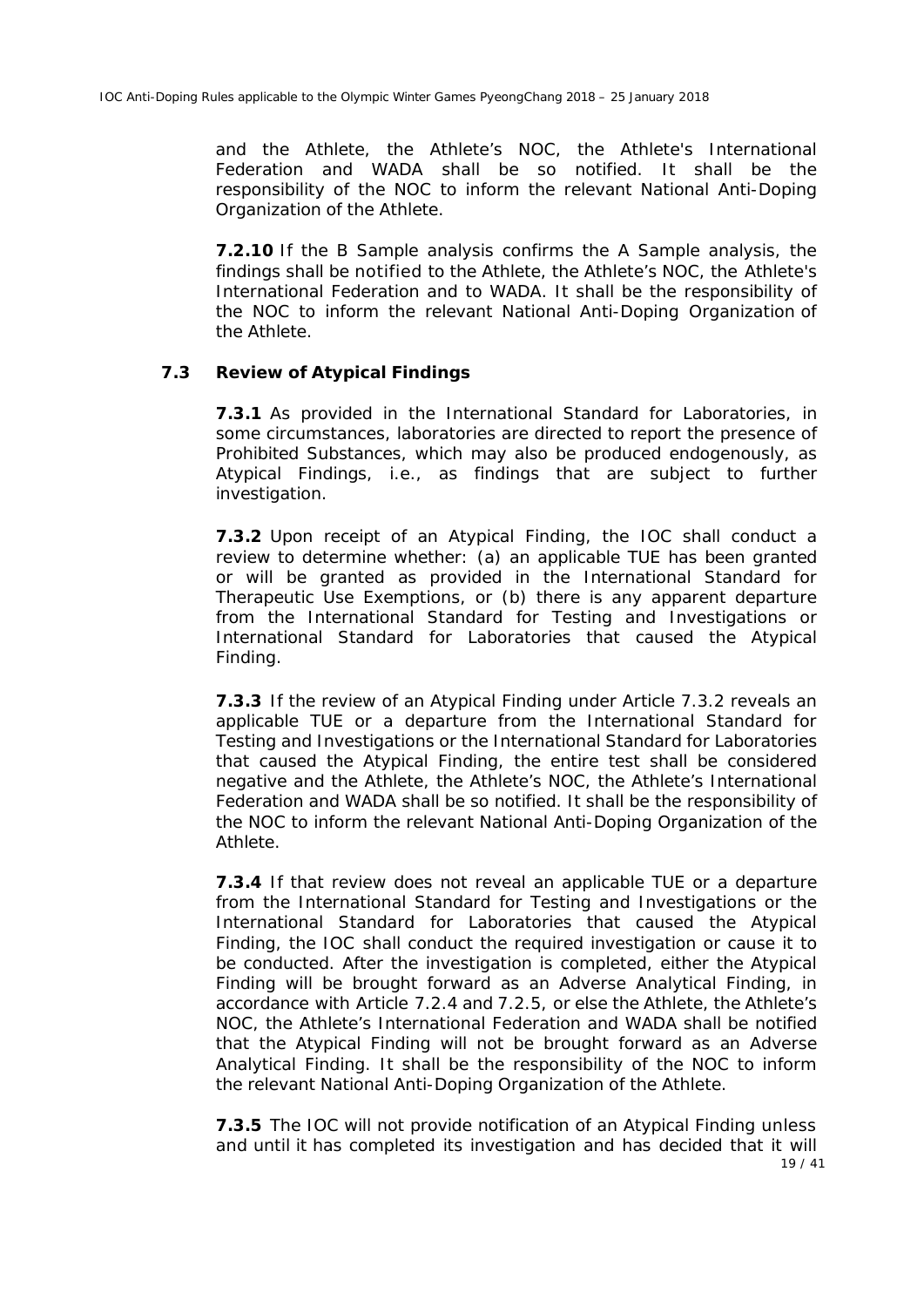and the Athlete, the Athlete's NOC, the Athlete's International Federation and WADA shall be so notified. It shall be the responsibility of the NOC to inform the relevant National Anti-Doping Organization of the Athlete.

**7.2.10** If the B Sample analysis confirms the A Sample analysis, the findings shall be notified to the Athlete, the Athlete's NOC, the Athlete's International Federation and to WADA. It shall be the responsibility of the NOC to inform the relevant National Anti-Doping Organization of the Athlete.

### 7.3 Review of Atypical Findings

**7.3.1** As provided in the International Standard for Laboratories, in some circumstances, laboratories are directed to report the presence of Prohibited Substances, which may also be produced endogenously, as Atypical Findings, i.e., as findings that are subject to further investigation.

**7.3.2** Upon receipt of an Atypical Finding, the IOC shall conduct a review to determine whether: (a) an applicable TUE has been granted or will be granted as provided in the International Standard for Therapeutic Use Exemptions, or (b) there is any apparent departure from the International Standard for Testing and Investigations or International Standard for Laboratories that caused the Atypical Finding.

**7.3.3** If the review of an Atypical Finding under Article 7.3.2 reveals an applicable TUE or a departure from the International Standard for Testing and Investigations or the International Standard for Laboratories that caused the Atypical Finding, the entire test shall be considered negative and the Athlete, the Athlete's NOC, the Athlete's International Federation and WADA shall be so notified. It shall be the responsibility of the NOC to inform the relevant National Anti-Doping Organization of the Athlete.

**7.3.4** If that review does not reveal an applicable TUE or a departure from the International Standard for Testing and Investigations or the International Standard for Laboratories that caused the Atypical Finding, the IOC shall conduct the required investigation or cause it to be conducted. After the investigation is completed, either the Atypical Finding will be brought forward as an Adverse Analytical Finding, in accordance with Article 7.2.4 and 7.2.5, or else the Athlete, the Athlete's NOC, the Athlete's International Federation and WADA shall be notified that the Atypical Finding will not be brought forward as an Adverse Analytical Finding. It shall be the responsibility of the NOC to inform the relevant National Anti-Doping Organization of the Athlete.

**7.3.5** The IOC will not provide notification of an Atypical Finding unless and until it has completed its investigation and has decided that it will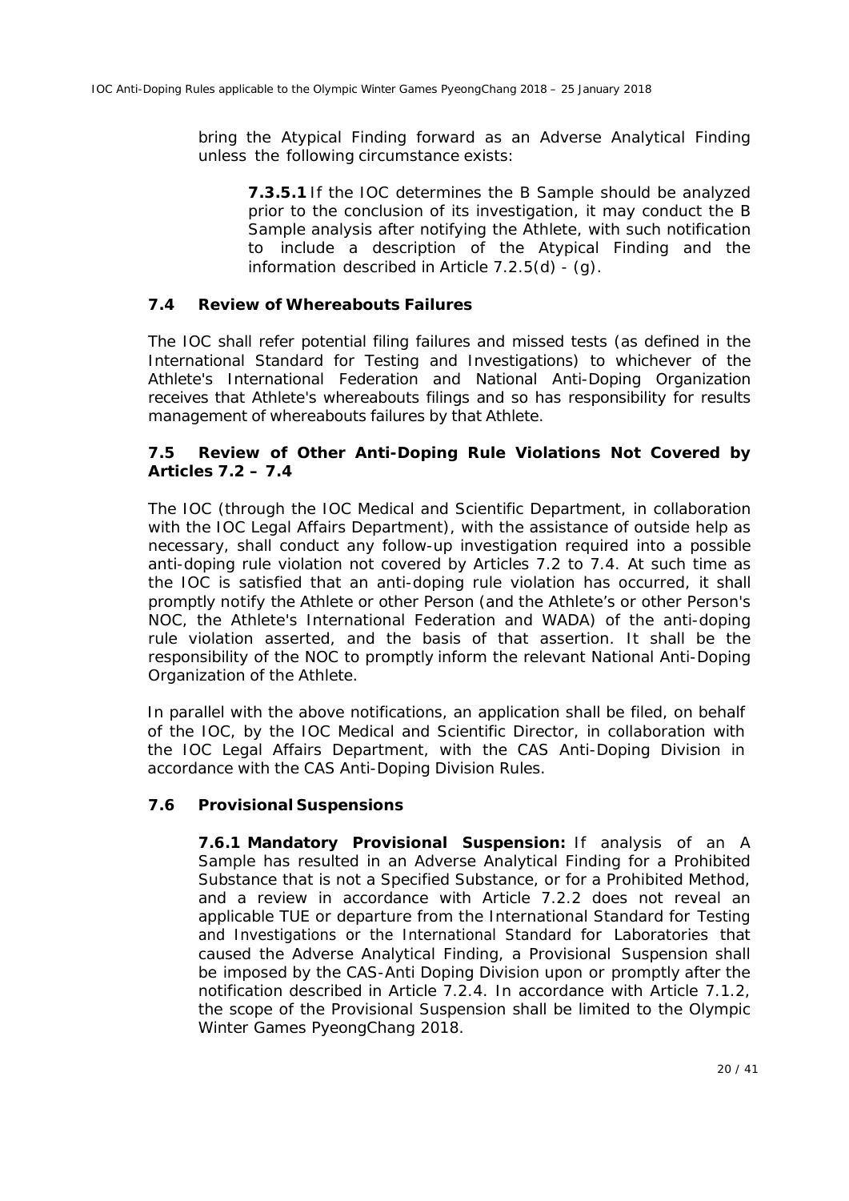bring the Atypical Finding forward as an Adverse Analytical Finding unless the following circumstance exists:

**7.3.5.1** If the IOC determines the B Sample should be analyzed prior to the conclusion of its investigation, it may conduct the B Sample analysis after notifying the Athlete, with such notification to include a description of the Atypical Finding and the information described in Article 7.2.5(d) - (g).

### 7.4 Review of Whereabouts Failures

The IOC shall refer potential filing failures and missed tests (as defined in the International Standard for Testing and Investigations) to whichever of the Athlete's International Federation and National Anti-Doping Organization receives that Athlete's whereabouts filings and so has responsibility for results management of whereabouts failures by that Athlete.

### 7.5 Review of Other Anti-Doping Rule Violations Not Covered by Articles 7.2 – 7.4

The IOC (through the IOC Medical and Scientific Department, in collaboration with the IOC Legal Affairs Department), with the assistance of outside help as necessary, shall conduct any follow-up investigation required into a possible anti-doping rule violation not covered by Articles 7.2 to 7.4. At such time as the IOC is satisfied that an anti-doping rule violation has occurred, it shall promptly notify the Athlete or other Person (and the Athlete's or other Person's NOC, the Athlete's International Federation and WADA) of the anti-doping rule violation asserted, and the basis of that assertion. It shall be the responsibility of the NOC to promptly inform the relevant National Anti-Doping Organization of the Athlete.

In parallel with the above notifications, an application shall be filed, on behalf of the IOC, by the IOC Medical and Scientific Director, in collaboration with the IOC Legal Affairs Department, with the CAS Anti-Doping Division in accordance with the CAS Anti-Doping Division Rules.

### 7.6 Provisional Suspensions

**7.6.1 Mandatory Provisional Suspension:** If analysis of an A Sample has resulted in an Adverse Analytical Finding for a Prohibited Substance that is not a Specified Substance, or for a Prohibited Method, and a review in accordance with Article 7.2.2 does not reveal an applicable TUE or departure from the International Standard for Testing and Investigations or the International Standard for Laboratories that caused the Adverse Analytical Finding, a Provisional Suspension shall be imposed by the CAS-Anti Doping Division upon or promptly after the notification described in Article 7.2.4. In accordance with Article 7.1.2, the scope of the Provisional Suspension shall be limited to the Olympic Winter Games PyeongChang 2018.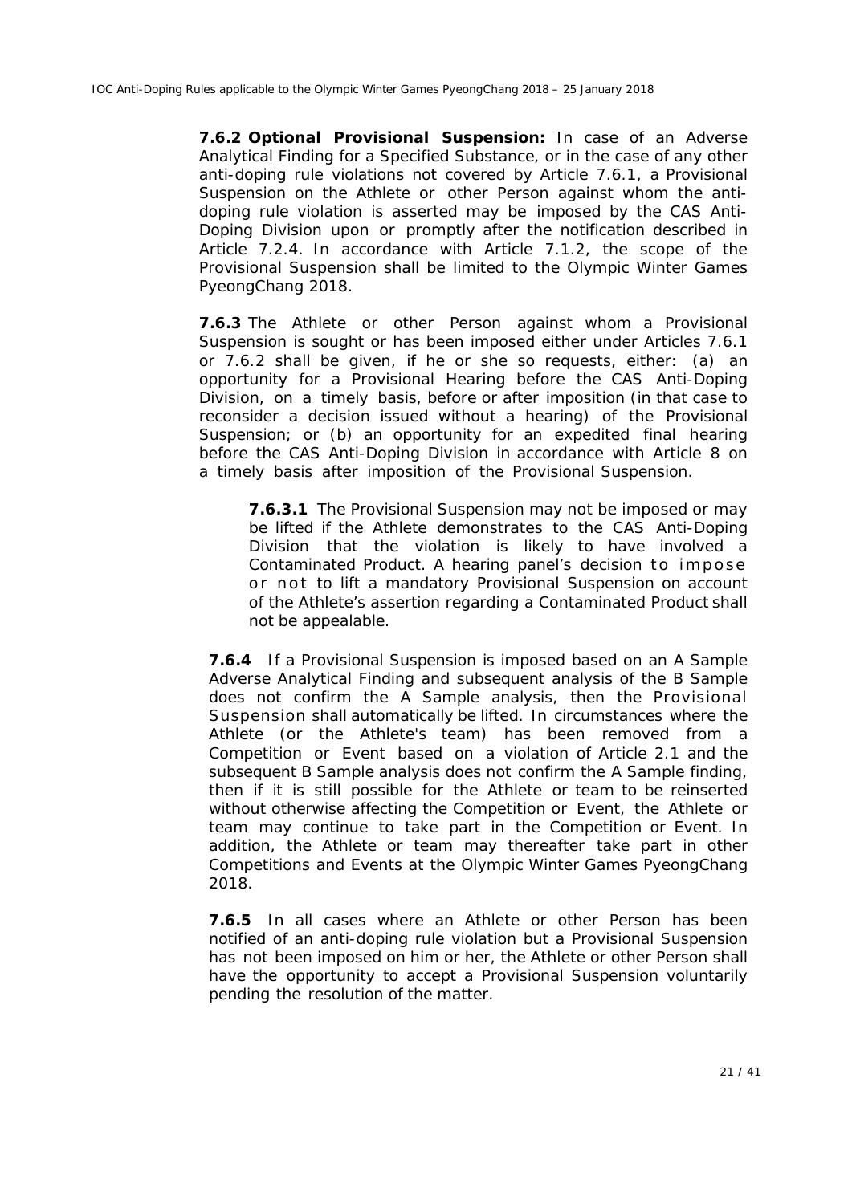**7.6.2 Optional Provisional Suspension:** In case of an Adverse Analytical Finding for a Specified Substance, or in the case of any other anti-doping rule violations not covered by Article 7.6.1, a Provisional Suspension on the Athlete or other Person against whom the anti-doping rule violation is asserted may be imposed by the CAS Anti-Doping Division upon or promptly after the notification described in Article 7.2.4. In accordance with Article 7.1.2, the scope of the Provisional Suspension shall be limited to the Olympic Winter Games PyeongChang 2018.

**7.6.3** The Athlete or other Person against whom a Provisional Suspension is sought or has been imposed either under Articles 7.6.1 or 7.6.2 shall be given, if he or she so requests, either: (a) an opportunity for a Provisional Hearing before the CAS Anti-Doping Division, on a timely basis, before or after imposition (in that case to reconsider a decision issued without a hearing) of the Provisional Suspension; or (b) an opportunity for an expedited final hearing before the CAS Anti-Doping Division in accordance with Article 8 on a timely basis after imposition of the Provisional Suspension.

**7.6.3.1** The Provisional Suspension may not be imposed or may be lifted if the Athlete demonstrates to the CAS Anti-Doping Division that the violation is likely to have involved a Contaminated Product. A hearing panel's decision to impose or not to lift a mandatory Provisional Suspension on account of the Athlete's assertion regarding a Contaminated Product shall not be appealable.

**7.6.4** If a Provisional Suspension is imposed based on an A Sample Adverse Analytical Finding and subsequent analysis of the B Sample does not confirm the A Sample analysis, then the Provisional Suspension shall automatically be lifted. In circumstances where the Athlete (or the Athlete's team) has been removed from a Competition or Event based on a violation of Article 2.1 and the subsequent B Sample analysis does not confirm the A Sample finding, then if it is still possible for the Athlete or team to be reinserted without otherwise affecting the Competition or Event, the Athlete or team may continue to take part in the Competition or Event. In addition, the Athlete or team may thereafter take part in other Competitions and Events at the Olympic Winter Games PyeongChang 2018.

**7.6.5** In all cases where an Athlete or other Person has been notified of an anti-doping rule violation but a Provisional Suspension has not been imposed on him or her, the Athlete or other Person shall have the opportunity to accept a Provisional Suspension voluntarily pending the resolution of the matter.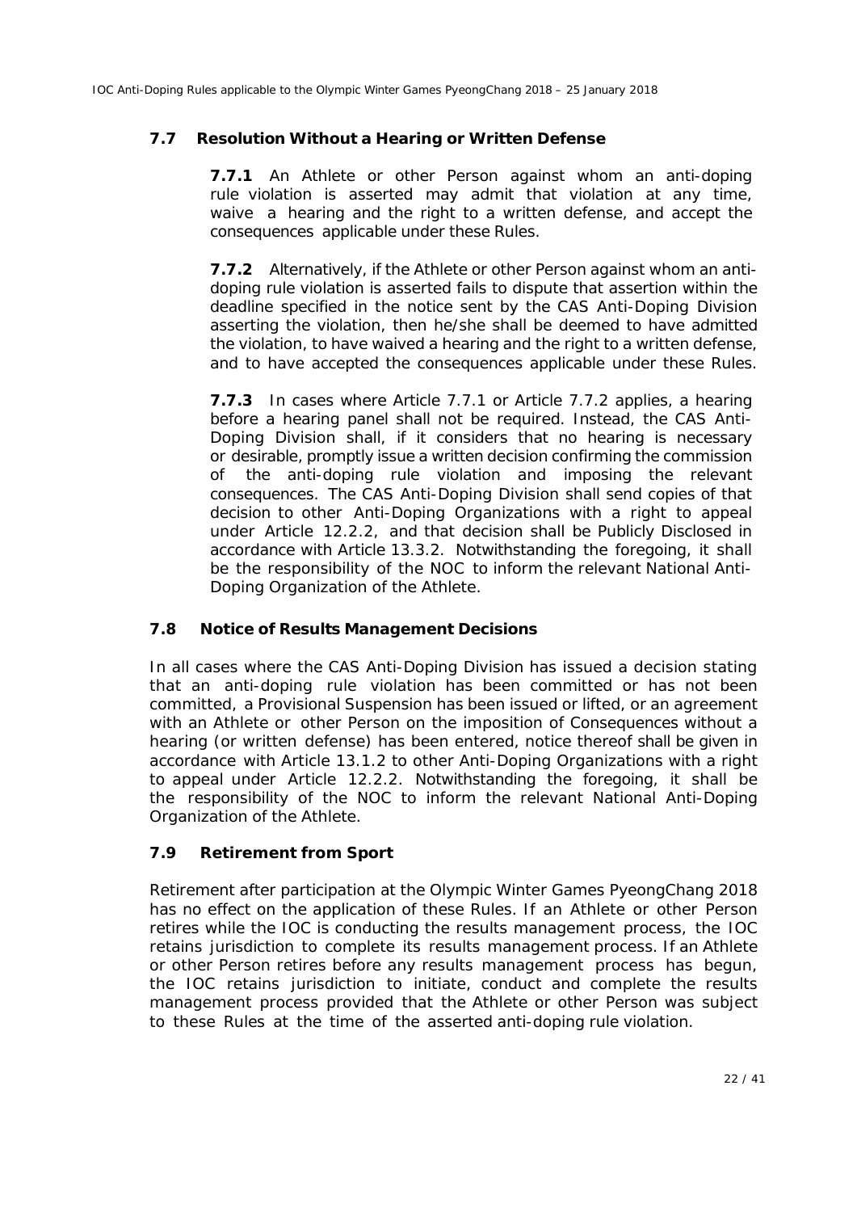### 7.7 Resolution Without a Hearing or Written Defense

**7.7.1** An Athlete or other Person against whom an anti-doping rule violation is asserted may admit that violation at any time, waive a hearing and the right to a written defense, and accept the consequences applicable under these Rules.

**7.7.2** Alternatively, if the Athlete or other Person against whom an anti-doping rule violation is asserted fails to dispute that assertion within the deadline specified in the notice sent by the CAS Anti-Doping Division asserting the violation, then he/she shall be deemed to have admitted the violation, to have waived a hearing and the right to a written defense, and to have accepted the consequences applicable under these Rules.

**7.7.3** In cases where Article 7.7.1 or Article 7.7.2 applies, a hearing before a hearing panel shall not be required. Instead, the CAS Anti-Doping Division shall, if it considers that no hearing is necessary or desirable, promptly issue a written decision confirming the commission of the anti-doping rule violation and imposing the relevant consequences. The CAS Anti-Doping Division shall send copies of that decision to other Anti-Doping Organizations with a right to appeal under Article 12.2.2, and that decision shall be Publicly Disclosed in accordance with Article 13.3.2. Notwithstanding the foregoing, it shall be the responsibility of the NOC to inform the relevant National Anti-Doping Organization of the Athlete.

### 7.8 Notice of Results Management Decisions

In all cases where the CAS Anti-Doping Division has issued a decision stating that an anti-doping rule violation has been committed or has not been committed, a Provisional Suspension has been issued or lifted, or an agreement with an Athlete or other Person on the imposition of Consequences without a hearing (or written defense) has been entered, notice thereof shall be given in accordance with Article 13.1.2 to other Anti-Doping Organizations with a right to appeal under Article 12.2.2. Notwithstanding the foregoing, it shall be the responsibility of the NOC to inform the relevant National Anti-Doping Organization of the Athlete.

### 7.9 Retirement from Sport

Retirement after participation at the Olympic Winter Games PyeongChang 2018 has no effect on the application of these Rules. If an Athlete or other Person retires while the IOC is conducting the results management process, the IOC retains jurisdiction to complete its results management process. If an Athlete or other Person retires before any results management process has begun, the IOC retains jurisdiction to initiate, conduct and complete the results management process provided that the Athlete or other Person was subject to these Rules at the time of the asserted anti-doping rule violation.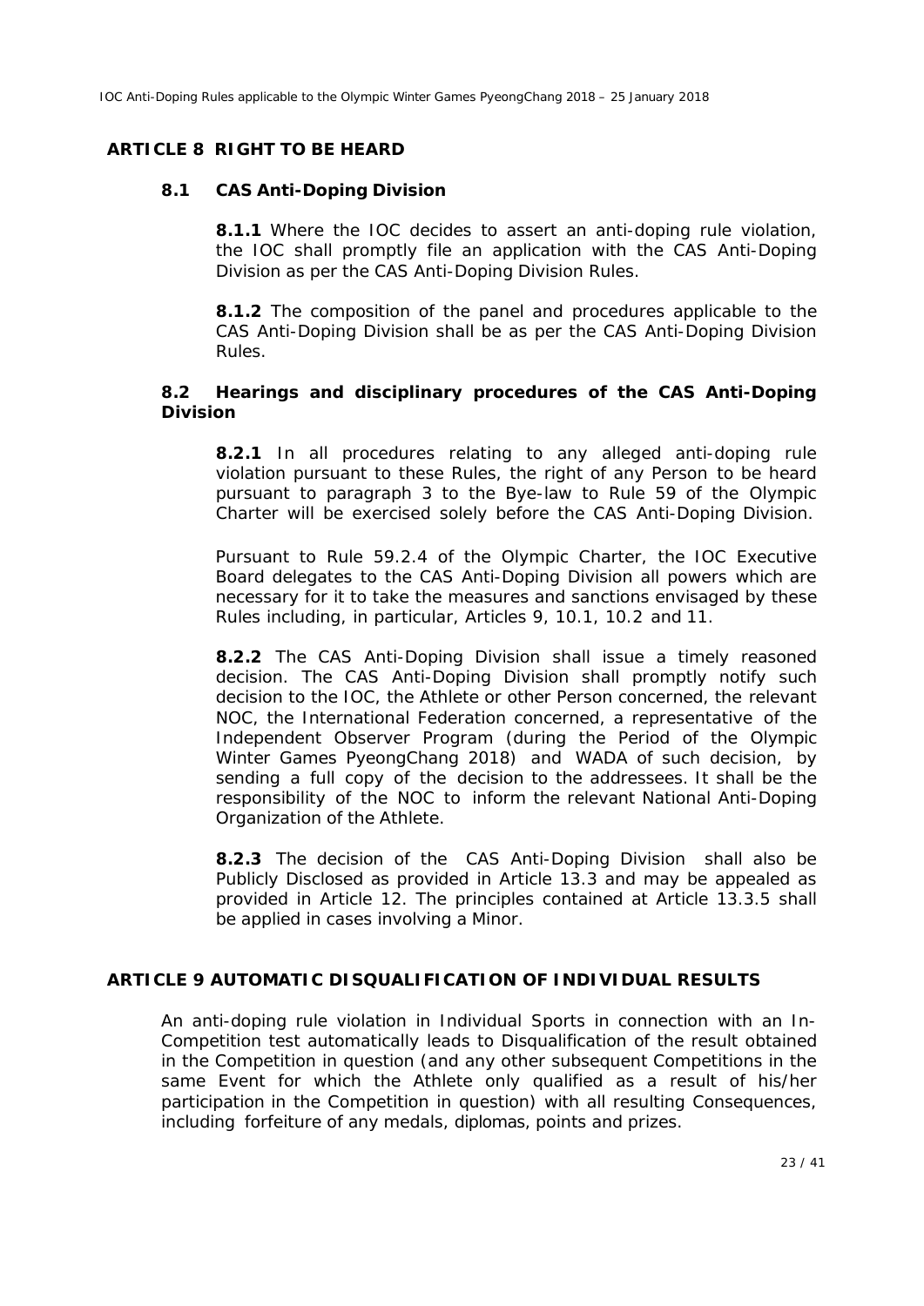## ARTICLE 8 RIGHT TO BE HEARD

### 8.1 CAS Anti-Doping Division

**8.1.1** Where the IOC decides to assert an anti-doping rule violation, the IOC shall promptly file an application with the CAS Anti-Doping Division as per the CAS Anti-Doping Division Rules.

**8.1.2** The composition of the panel and procedures applicable to the CAS Anti-Doping Division shall be as per the CAS Anti-Doping Division Rules.

### 8.2 Hearings and disciplinary procedures of the CAS Anti-Doping Division

**8.2.1** In all procedures relating to any alleged anti-doping rule violation pursuant to these Rules, the right of any Person to be heard pursuant to paragraph 3 to the Bye-law to Rule 59 of the Olympic Charter will be exercised solely before the CAS Anti-Doping Division.

Pursuant to Rule 59.2.4 of the Olympic Charter, the IOC Executive Board delegates to the CAS Anti-Doping Division all powers which are necessary for it to take the measures and sanctions envisaged by these Rules including, in particular, Articles 9, 10.1, 10.2 and 11.

**8.2.2** The CAS Anti-Doping Division shall issue a timely reasoned decision. The CAS Anti-Doping Division shall promptly notify such decision to the IOC, the Athlete or other Person concerned, the relevant NOC, the International Federation concerned, a representative of the Independent Observer Program (during the Period of the Olympic Winter Games PyeongChang 2018) and WADA of such decision, by sending a full copy of the decision to the addressees. It shall be the responsibility of the NOC to inform the relevant National Anti-Doping Organization of the Athlete.

**8.2.3** The decision of the CAS Anti-Doping Division shall also be Publicly Disclosed as provided in Article 13.3 and may be appealed as provided in Article 12. The principles contained at Article 13.3.5 shall be applied in cases involving a Minor.

## ARTICLE 9 AUTOMATIC DISQUALIFICATION OF INDIVIDUAL RESULTS

An anti-doping rule violation in Individual Sports in connection with an In-Competition test automatically leads to Disqualification of the result obtained in the Competition in question (and any other subsequent Competitions in the same Event for which the Athlete only qualified as a result of his/her participation in the Competition in question) with all resulting Consequences, including forfeiture of any medals, diplomas, points and prizes.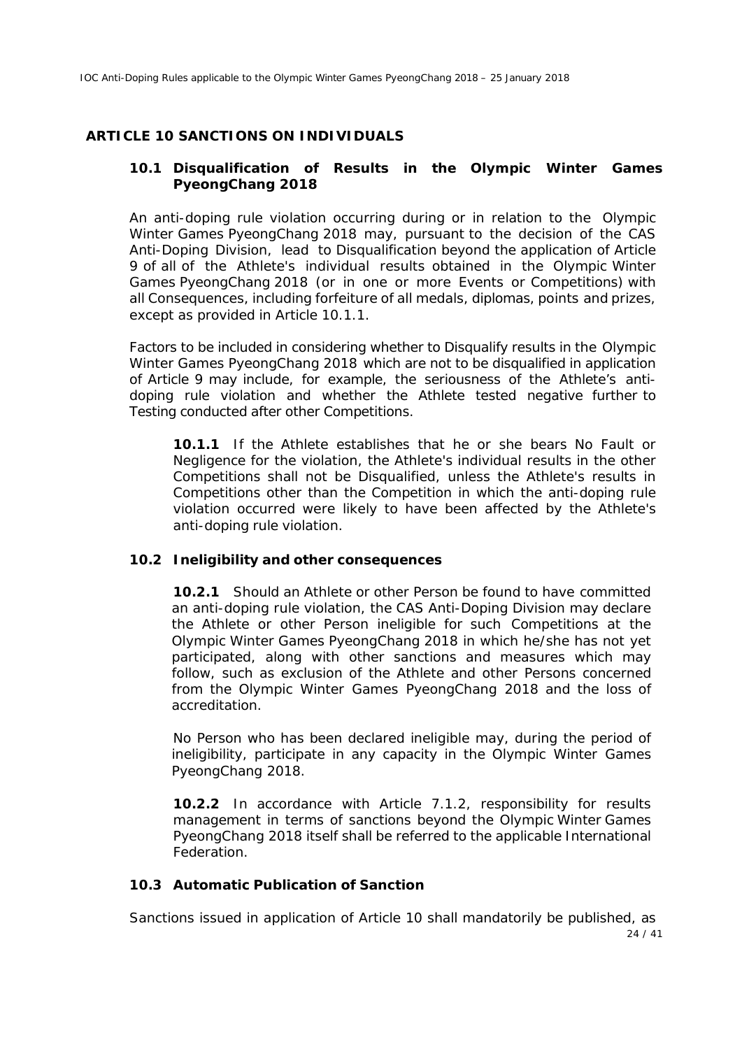## ARTICLE 10 SANCTIONS ON INDIVIDUALS

### 10.1 Disqualification of Results in the Olympic Winter Games PyeongChang 2018

An anti-doping rule violation occurring during or in relation to the Olympic Winter Games PyeongChang 2018 may, pursuant to the decision of the CAS Anti-Doping Division, lead to Disqualification beyond the application of Article 9 of all of the Athlete's individual results obtained in the Olympic Winter Games PyeongChang 2018 (or in one or more Events or Competitions) with all Consequences, including forfeiture of all medals, diplomas, points and prizes, except as provided in Article 10.1.1.

Factors to be included in considering whether to Disqualify results in the Olympic Winter Games PyeongChang 2018 which are not to be disqualified in application of Article 9 may include, for example, the seriousness of the Athlete's anti-doping rule violation and whether the Athlete tested negative further to Testing conducted after other Competitions.

**10.1.1** If the Athlete establishes that he or she bears No Fault or Negligence for the violation, the Athlete's individual results in the other Competitions shall not be Disqualified, unless the Athlete's results in Competitions other than the Competition in which the anti-doping rule violation occurred were likely to have been affected by the Athlete's anti-doping rule violation.

### 10.2 Ineligibility and other consequences

**10.2.1** Should an Athlete or other Person be found to have committed an anti-doping rule violation, the CAS Anti-Doping Division may declare the Athlete or other Person ineligible for such Competitions at the Olympic Winter Games PyeongChang 2018 in which he/she has not yet participated, along with other sanctions and measures which may follow, such as exclusion of the Athlete and other Persons concerned from the Olympic Winter Games PyeongChang 2018 and the loss of accreditation.

No Person who has been declared ineligible may, during the period of ineligibility, participate in any capacity in the Olympic Winter Games PyeongChang 2018.

**10.2.2** In accordance with Article 7.1.2, responsibility for results management in terms of sanctions beyond the Olympic Winter Games PyeongChang 2018 itself shall be referred to the applicable International Federation.

### 10.3 Automatic Publication of Sanction

Sanctions issued in application of Article 10 shall mandatorily be published, as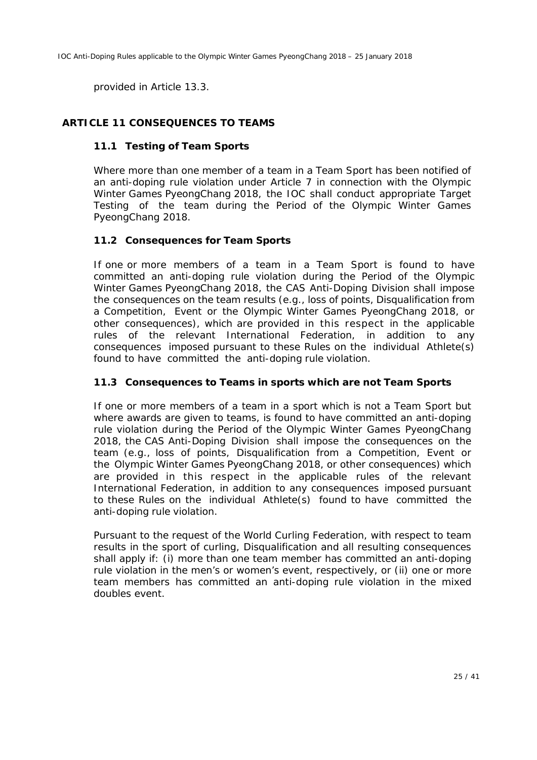provided in Article 13.3.

## ARTICLE 11 CONSEQUENCES TO TEAMS

### 11.1 Testing of Team Sports

Where more than one member of a team in a Team Sport has been notified of an anti-doping rule violation under Article 7 in connection with the Olympic Winter Games PyeongChang 2018, the IOC shall conduct appropriate Target Testing of the team during the Period of the Olympic Winter Games PyeongChang 2018.

### 11.2 Consequences for Team Sports

If one or more members of a team in a Team Sport is found to have committed an anti-doping rule violation during the Period of the Olympic Winter Games PyeongChang 2018, the CAS Anti-Doping Division shall impose the consequences on the team results (e.g., loss of points, Disqualification from a Competition, Event or the Olympic Winter Games PyeongChang 2018, or other consequences), which are provided in this respect in the applicable rules of the relevant International Federation, in addition to any consequences imposed pursuant to these Rules on the individual Athlete(s) found to have committed the anti-doping rule violation.

### 11.3 Consequences to Teams in sports which are not Team Sports

If one or more members of a team in a sport which is not a Team Sport but where awards are given to teams, is found to have committed an anti-doping rule violation during the Period of the Olympic Winter Games PyeongChang 2018, the CAS Anti-Doping Division shall impose the consequences on the team (e.g., loss of points, Disqualification from a Competition, Event or the Olympic Winter Games PyeongChang 2018, or other consequences) which are provided in this respect in the applicable rules of the relevant International Federation, in addition to any consequences imposed pursuant to these Rules on the individual Athlete(s) found to have committed the anti-doping rule violation.

Pursuant to the request of the World Curling Federation, with respect to team results in the sport of curling, Disqualification and all resulting consequences shall apply if: (i) more than one team member has committed an anti-doping rule violation in the men's or women's event, respectively, or (ii) one or more team members has committed an anti-doping rule violation in the mixed doubles event.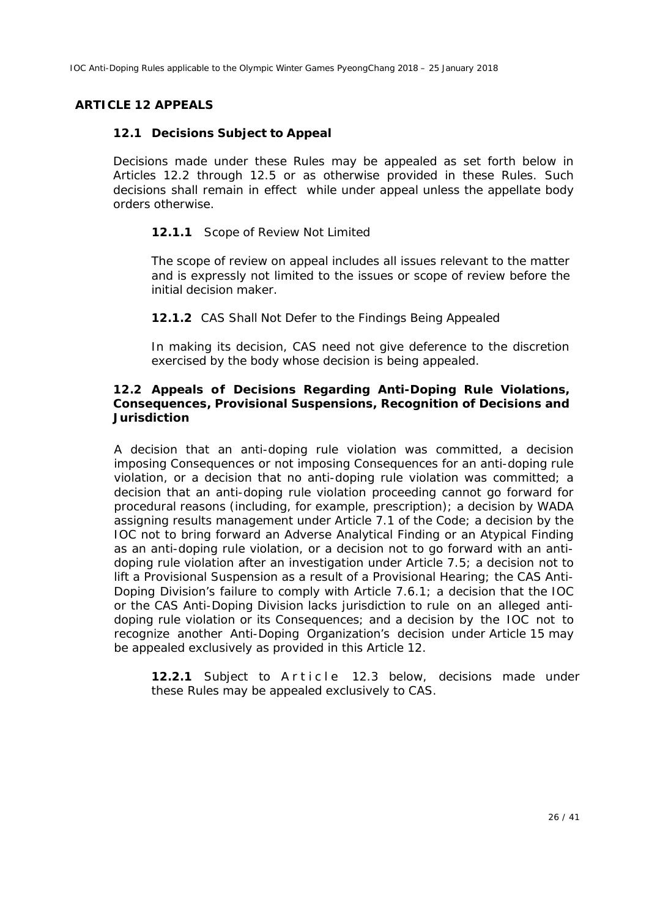## ARTICLE 12 APPEALS

### 12.1 Decisions Subject to Appeal

Decisions made under these Rules may be appealed as set forth below in Articles 12.2 through 12.5 or as otherwise provided in these Rules. Such decisions shall remain in effect while under appeal unless the appellate body orders otherwise.

**12.1.1** Scope of Review Not Limited

The scope of review on appeal includes all issues relevant to the matter and is expressly not limited to the issues or scope of review before the initial decision maker.

**12.1.2** CAS Shall Not Defer to the Findings Being Appealed

In making its decision, CAS need not give deference to the discretion exercised by the body whose decision is being appealed.

### 12.2 Appeals of Decisions Regarding Anti-Doping Rule Violations, Consequences, Provisional Suspensions, Recognition of Decisions and Jurisdiction

A decision that an anti-doping rule violation was committed, a decision imposing Consequences or not imposing Consequences for an anti-doping rule violation, or a decision that no anti-doping rule violation was committed; a decision that an anti-doping rule violation proceeding cannot go forward for procedural reasons (including, for example, prescription); a decision by WADA assigning results management under Article 7.1 of the Code; a decision by the IOC not to bring forward an Adverse Analytical Finding or an Atypical Finding as an anti-doping rule violation, or a decision not to go forward with an anti-doping rule violation after an investigation under Article 7.5; a decision not to lift a Provisional Suspension as a result of a Provisional Hearing; the CAS Anti-Doping Division's failure to comply with Article 7.6.1; a decision that the IOC or the CAS Anti-Doping Division lacks jurisdiction to rule on an alleged anti-doping rule violation or its Consequences; and a decision by the IOC not to recognize another Anti-Doping Organization's decision under Article 15 may be appealed exclusively as provided in this Article 12.

**12.2.1** Subject to Article 12.3 below, decisions made under these Rules may be appealed exclusively to CAS.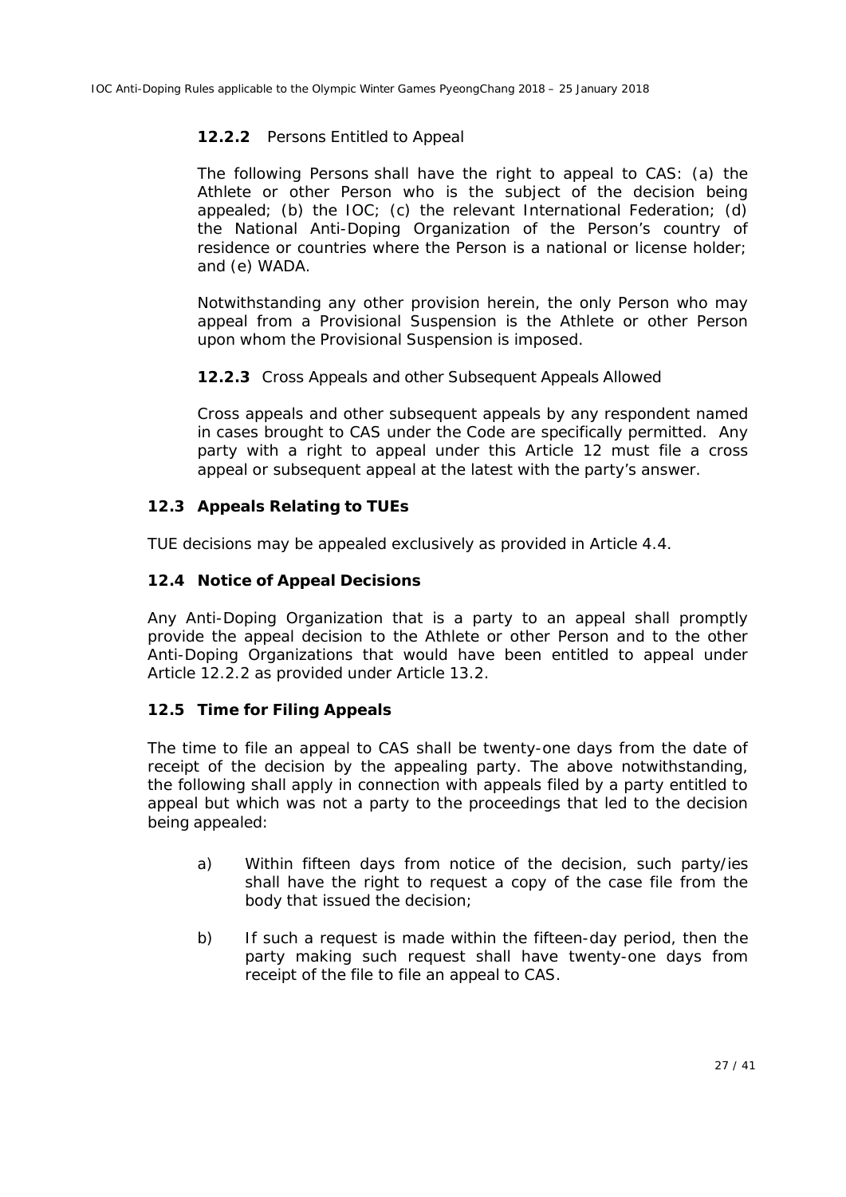#### 12.2.2 Persons Entitled to Appeal

The following Persons shall have the right to appeal to CAS: (a) the Athlete or other Person who is the subject of the decision being appealed; (b) the IOC; (c) the relevant International Federation; (d) the National Anti-Doping Organization of the Person's country of residence or countries where the Person is a national or license holder; and (e) WADA.

Notwithstanding any other provision herein, the only Person who may appeal from a Provisional Suspension is the Athlete or other Person upon whom the Provisional Suspension is imposed.

#### 12.2.3 Cross Appeals and other Subsequent Appeals Allowed

Cross appeals and other subsequent appeals by any respondent named in cases brought to CAS under the Code are specifically permitted. Any party with a right to appeal under this Article 12 must file a cross appeal or subsequent appeal at the latest with the party's answer.

### 12.3 Appeals Relating to TUEs

TUE decisions may be appealed exclusively as provided in Article 4.4.

### 12.4 Notice of Appeal Decisions

Any Anti-Doping Organization that is a party to an appeal shall promptly provide the appeal decision to the Athlete or other Person and to the other Anti-Doping Organizations that would have been entitled to appeal under Article 12.2.2 as provided under Article 13.2.

### 12.5 Time for Filing Appeals

The time to file an appeal to CAS shall be twenty-one days from the date of receipt of the decision by the appealing party. The above notwithstanding, the following shall apply in connection with appeals filed by a party entitled to appeal but which was not a party to the proceedings that led to the decision being appealed:

a) Within fifteen days from notice of the decision, such party/ies shall have the right to request a copy of the case file from the body that issued the decision;

b) If such a request is made within the fifteen-day period, then the party making such request shall have twenty-one days from receipt of the file to file an appeal to CAS.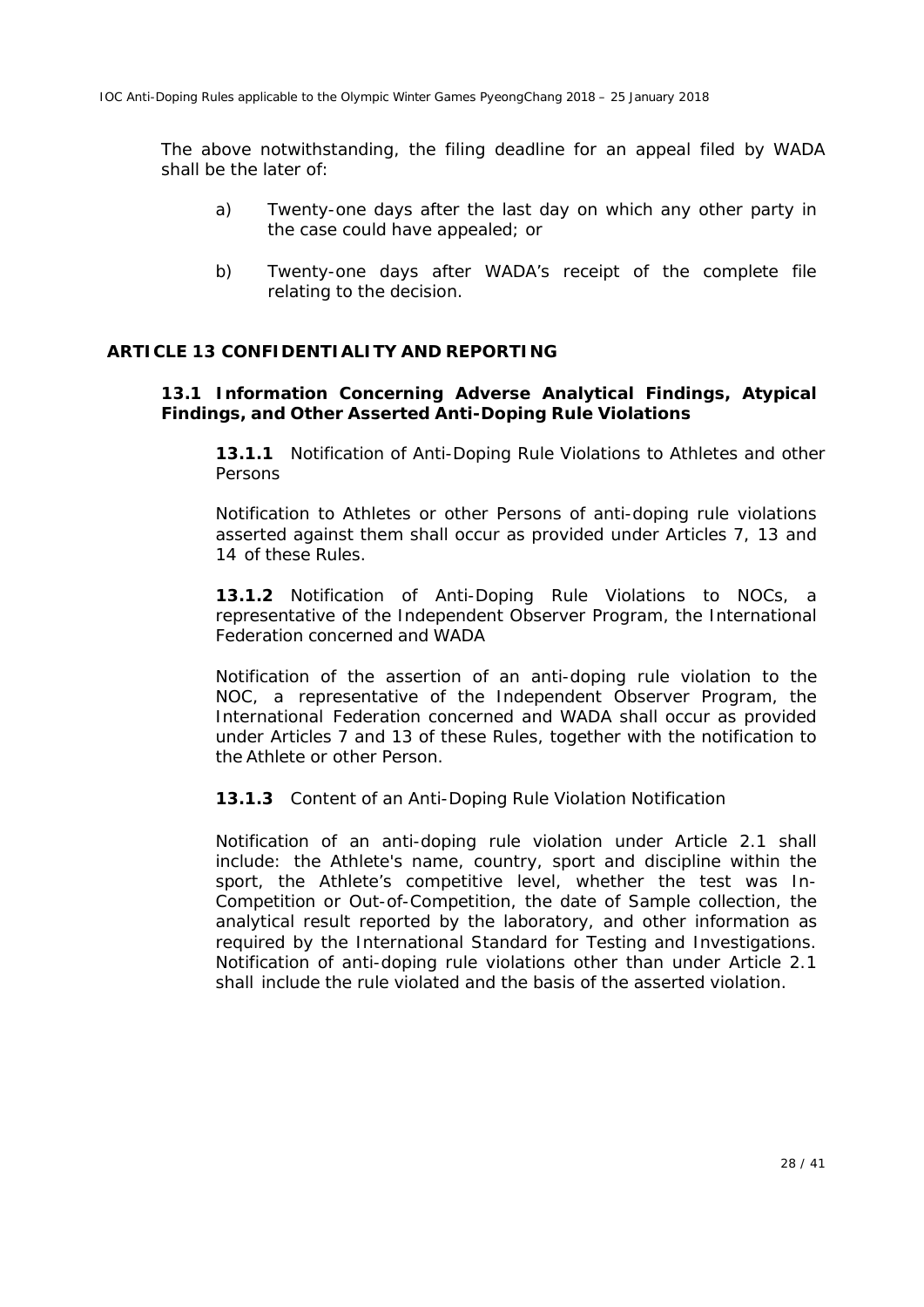The above notwithstanding, the filing deadline for an appeal filed by WADA shall be the later of:

a) Twenty-one days after the last day on which any other party in the case could have appealed; or

b) Twenty-one days after WADA's receipt of the complete file relating to the decision.

## ARTICLE 13 CONFIDENTIALITY AND REPORTING

### 13.1 Information Concerning Adverse Analytical Findings, Atypical Findings, and Other Asserted Anti-Doping Rule Violations

**13.1.1** Notification of Anti-Doping Rule Violations to Athletes and other Persons

Notification to Athletes or other Persons of anti-doping rule violations asserted against them shall occur as provided under Articles 7, 13 and 14 of these Rules.

**13.1.2** Notification of Anti-Doping Rule Violations to NOCs, a representative of the Independent Observer Program, the International Federation concerned and WADA

Notification of the assertion of an anti-doping rule violation to the NOC, a representative of the Independent Observer Program, the International Federation concerned and WADA shall occur as provided under Articles 7 and 13 of these Rules, together with the notification to the Athlete or other Person.

**13.1.3** Content of an Anti-Doping Rule Violation Notification

Notification of an anti-doping rule violation under Article 2.1 shall include: the Athlete's name, country, sport and discipline within the sport, the Athlete's competitive level, whether the test was In-Competition or Out-of-Competition, the date of Sample collection, the analytical result reported by the laboratory, and other information as required by the International Standard for Testing and Investigations. Notification of anti-doping rule violations other than under Article 2.1 shall include the rule violated and the basis of the asserted violation.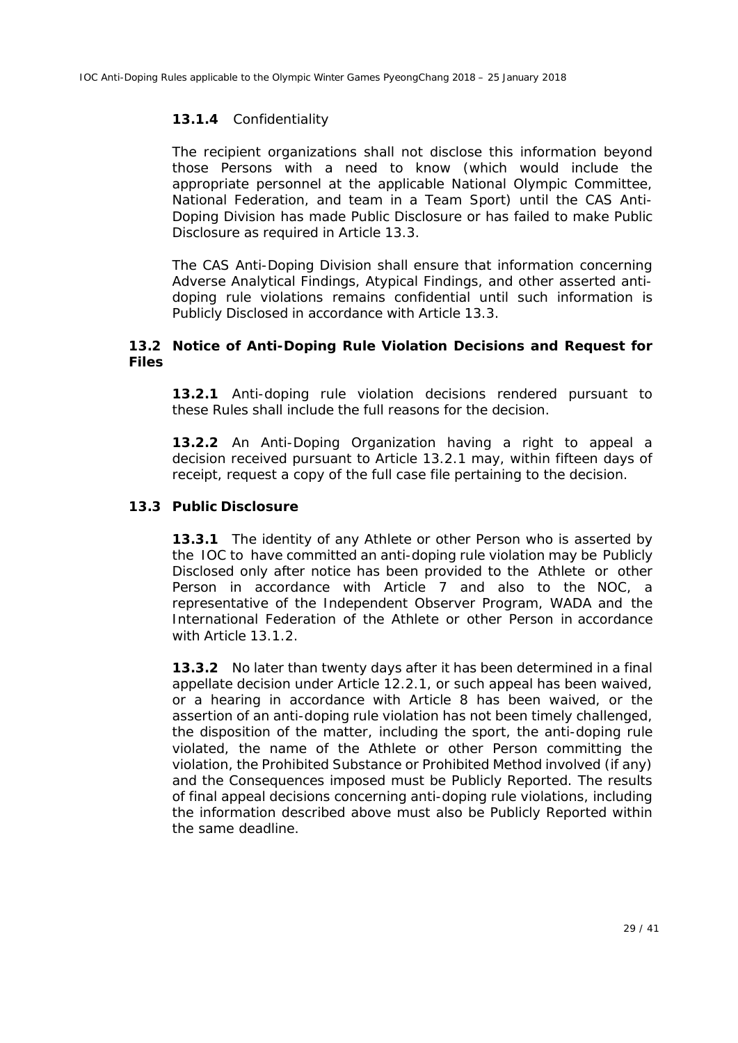#### 13.1.4 Confidentiality

The recipient organizations shall not disclose this information beyond those Persons with a need to know (which would include the appropriate personnel at the applicable National Olympic Committee, National Federation, and team in a Team Sport) until the CAS Anti-Doping Division has made Public Disclosure or has failed to make Public Disclosure as required in Article 13.3.

The CAS Anti-Doping Division shall ensure that information concerning Adverse Analytical Findings, Atypical Findings, and other asserted anti-doping rule violations remains confidential until such information is Publicly Disclosed in accordance with Article 13.3.

### 13.2 Notice of Anti-Doping Rule Violation Decisions and Request for Files

**13.2.1** Anti-doping rule violation decisions rendered pursuant to these Rules shall include the full reasons for the decision.

**13.2.2** An Anti-Doping Organization having a right to appeal a decision received pursuant to Article 13.2.1 may, within fifteen days of receipt, request a copy of the full case file pertaining to the decision.

### 13.3 Public Disclosure

**13.3.1** The identity of any Athlete or other Person who is asserted by the IOC to have committed an anti-doping rule violation may be Publicly Disclosed only after notice has been provided to the Athlete or other Person in accordance with Article 7 and also to the NOC, a representative of the Independent Observer Program, WADA and the International Federation of the Athlete or other Person in accordance with Article 13.1.2.

**13.3.2** No later than twenty days after it has been determined in a final appellate decision under Article 12.2.1, or such appeal has been waived, or a hearing in accordance with Article 8 has been waived, or the assertion of an anti-doping rule violation has not been timely challenged, the disposition of the matter, including the sport, the anti-doping rule violated, the name of the Athlete or other Person committing the violation, the Prohibited Substance or Prohibited Method involved (if any) and the Consequences imposed must be Publicly Reported. The results of final appeal decisions concerning anti-doping rule violations, including the information described above must also be Publicly Reported within the same deadline.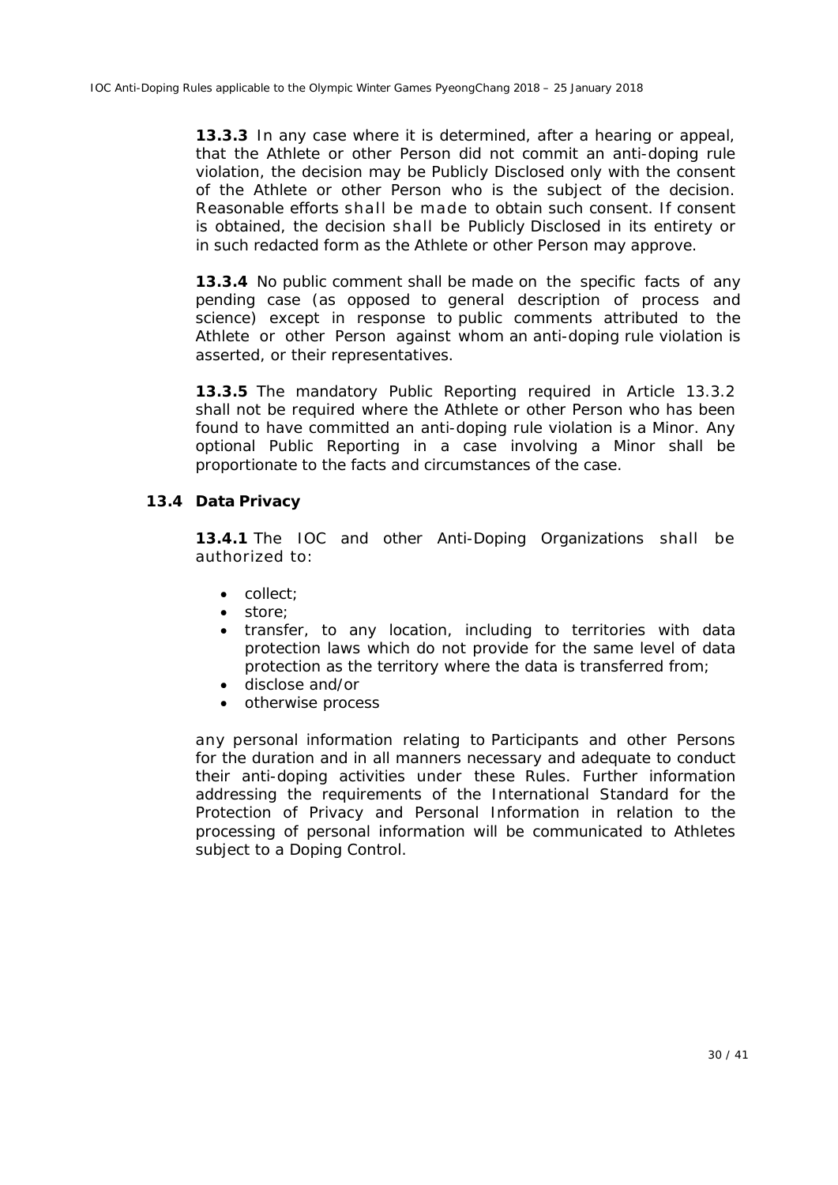**13.3.3** In any case where it is determined, after a hearing or appeal, that the Athlete or other Person did not commit an anti-doping rule violation, the decision may be Publicly Disclosed only with the consent of the Athlete or other Person who is the subject of the decision. Reasonable efforts shall be made to obtain such consent. If consent is obtained, the decision shall be Publicly Disclosed in its entirety or in such redacted form as the Athlete or other Person may approve.

**13.3.4** No public comment shall be made on the specific facts of any pending case (as opposed to general description of process and science) except in response to public comments attributed to the Athlete or other Person against whom an anti-doping rule violation is asserted, or their representatives.

**13.3.5** The mandatory Public Reporting required in Article 13.3.2 shall not be required where the Athlete or other Person who has been found to have committed an anti-doping rule violation is a Minor. Any optional Public Reporting in a case involving a Minor shall be proportionate to the facts and circumstances of the case.

### 13.4 Data Privacy

**13.4.1** The IOC and other Anti-Doping Organizations shall be authorized to:

- collect;
- store;
- transfer, to any location, including to territories with data protection laws which do not provide for the same level of data protection as the territory where the data is transferred from;
- disclose and/or
- otherwise process

any personal information relating to Participants and other Persons for the duration and in all manners necessary and adequate to conduct their anti-doping activities under these Rules. Further information addressing the requirements of the International Standard for the Protection of Privacy and Personal Information in relation to the processing of personal information will be communicated to Athletes subject to a Doping Control.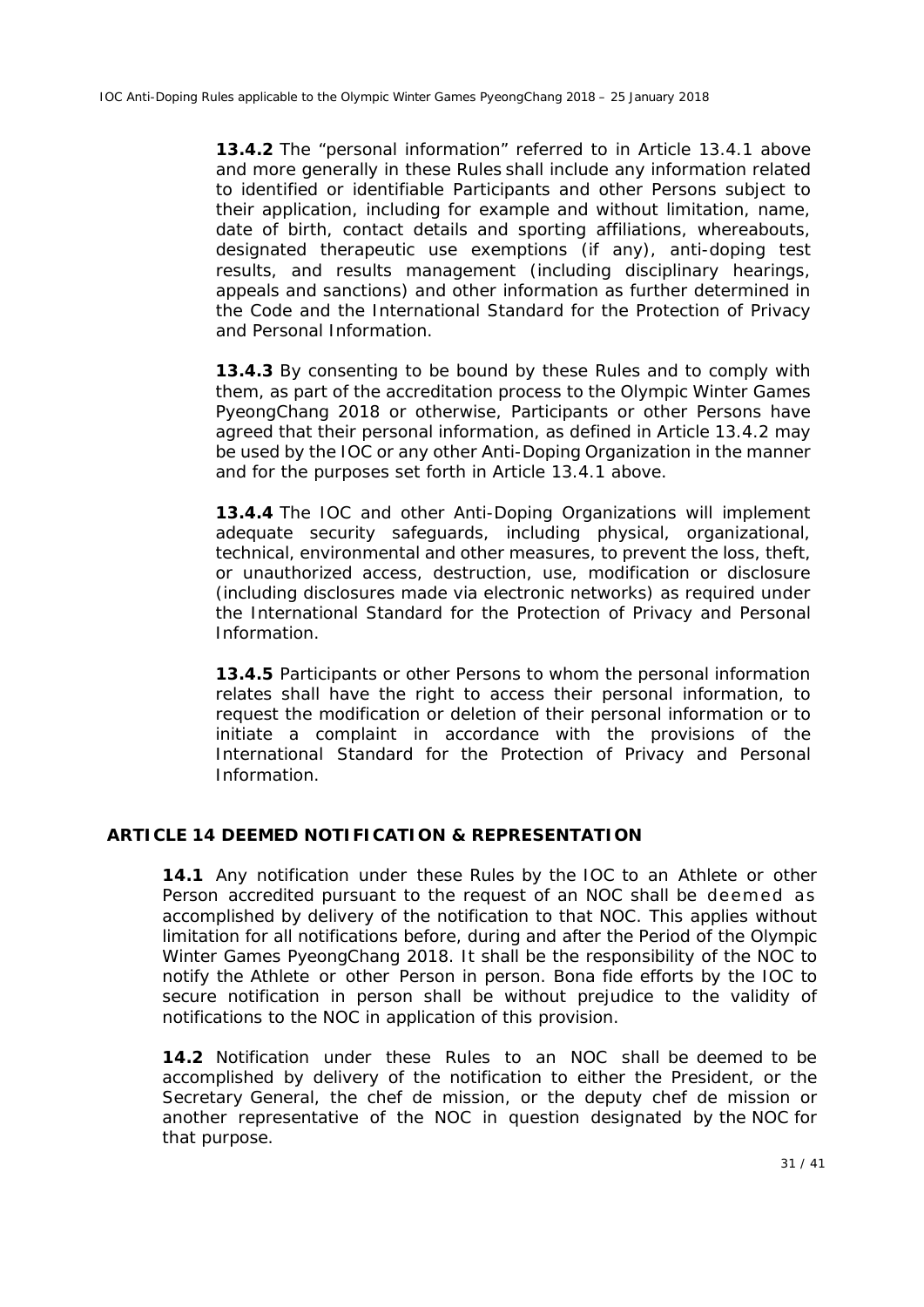**13.4.2** The "personal information" referred to in Article 13.4.1 above and more generally in these Rules shall include any information related to identified or identifiable Participants and other Persons subject to their application, including for example and without limitation, name, date of birth, contact details and sporting affiliations, whereabouts, designated therapeutic use exemptions (if any), anti-doping test results, and results management (including disciplinary hearings, appeals and sanctions) and other information as further determined in the Code and the International Standard for the Protection of Privacy and Personal Information.

**13.4.3** By consenting to be bound by these Rules and to comply with them, as part of the accreditation process to the Olympic Winter Games PyeongChang 2018 or otherwise, Participants or other Persons have agreed that their personal information, as defined in Article 13.4.2 may be used by the IOC or any other Anti-Doping Organization in the manner and for the purposes set forth in Article 13.4.1 above.

**13.4.4** The IOC and other Anti-Doping Organizations will implement adequate security safeguards, including physical, organizational, technical, environmental and other measures, to prevent the loss, theft, or unauthorized access, destruction, use, modification or disclosure (including disclosures made via electronic networks) as required under the International Standard for the Protection of Privacy and Personal Information.

**13.4.5** Participants or other Persons to whom the personal information relates shall have the right to access their personal information, to request the modification or deletion of their personal information or to initiate a complaint in accordance with the provisions of the International Standard for the Protection of Privacy and Personal Information.

## ARTICLE 14 DEEMED NOTIFICATION & REPRESENTATION

**14.1** Any notification under these Rules by the IOC to an Athlete or other Person accredited pursuant to the request of an NOC shall be deemed as accomplished by delivery of the notification to that NOC. This applies without limitation for all notifications before, during and after the Period of the Olympic Winter Games PyeongChang 2018. It shall be the responsibility of the NOC to notify the Athlete or other Person in person. Bona fide efforts by the IOC to secure notification in person shall be without prejudice to the validity of notifications to the NOC in application of this provision.

**14.2** Notification under these Rules to an NOC shall be deemed to be accomplished by delivery of the notification to either the President, or the Secretary General, the chef de mission, or the deputy chef de mission or another representative of the NOC in question designated by the NOC for that purpose.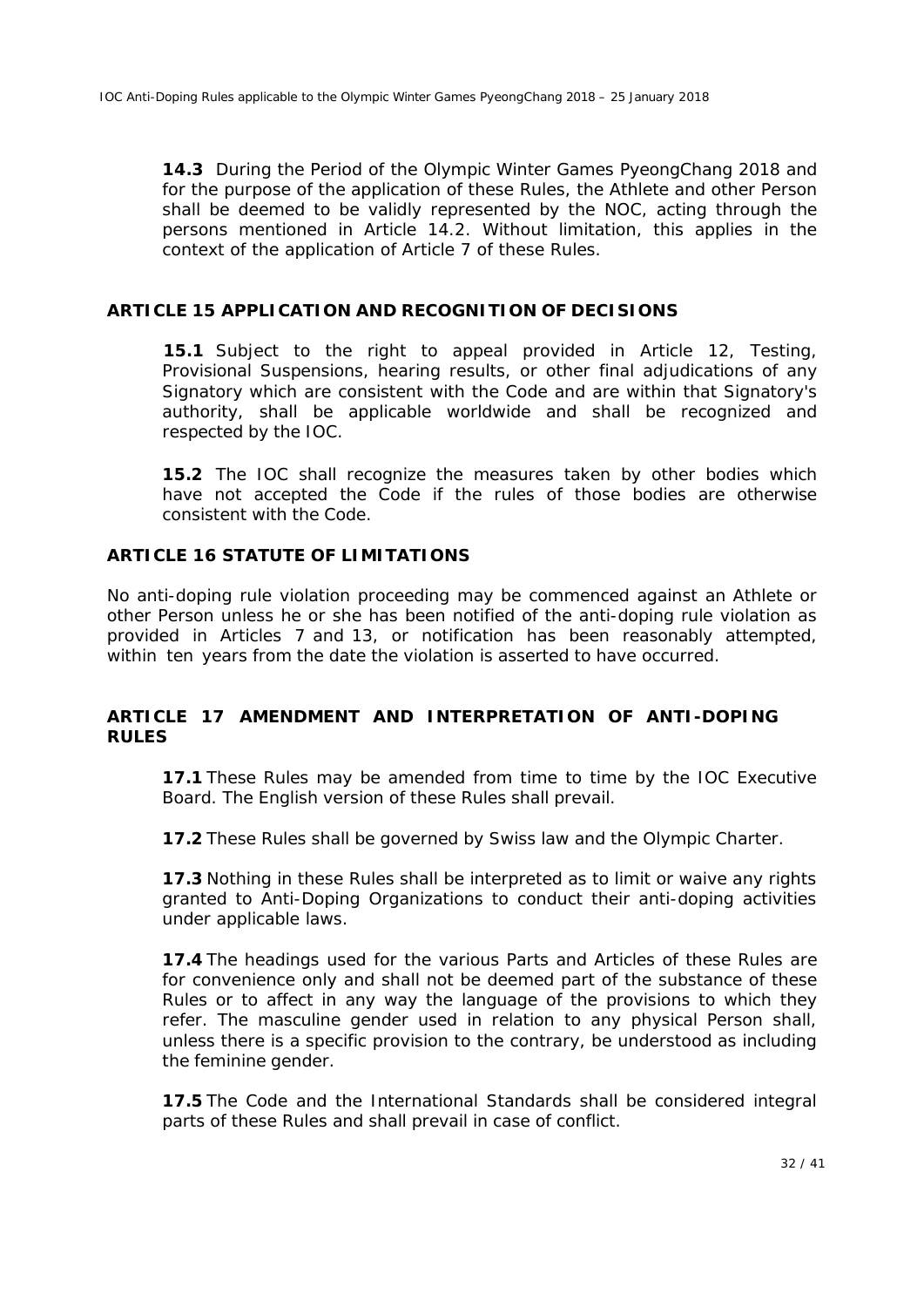**14.3** During the Period of the Olympic Winter Games PyeongChang 2018 and for the purpose of the application of these Rules, the Athlete and other Person shall be deemed to be validly represented by the NOC, acting through the persons mentioned in Article 14.2. Without limitation, this applies in the context of the application of Article 7 of these Rules.

## ARTICLE 15 APPLICATION AND RECOGNITION OF DECISIONS

**15.1** Subject to the right to appeal provided in Article 12, Testing, Provisional Suspensions, hearing results, or other final adjudications of any Signatory which are consistent with the Code and are within that Signatory's authority, shall be applicable worldwide and shall be recognized and respected by the IOC.

**15.2** The IOC shall recognize the measures taken by other bodies which have not accepted the Code if the rules of those bodies are otherwise consistent with the Code.

## ARTICLE 16 STATUTE OF LIMITATIONS

No anti-doping rule violation proceeding may be commenced against an Athlete or other Person unless he or she has been notified of the anti-doping rule violation as provided in Articles 7 and 13, or notification has been reasonably attempted, within ten years from the date the violation is asserted to have occurred.

## ARTICLE 17 AMENDMENT AND INTERPRETATION OF ANTI-DOPING RULES

**17.1** These Rules may be amended from time to time by the IOC Executive Board. The English version of these Rules shall prevail.

**17.2** These Rules shall be governed by Swiss law and the Olympic Charter.

**17.3** Nothing in these Rules shall be interpreted as to limit or waive any rights granted to Anti-Doping Organizations to conduct their anti-doping activities under applicable laws.

**17.4** The headings used for the various Parts and Articles of these Rules are for convenience only and shall not be deemed part of the substance of these Rules or to affect in any way the language of the provisions to which they refer. The masculine gender used in relation to any physical Person shall, unless there is a specific provision to the contrary, be understood as including the feminine gender.

**17.5** The Code and the International Standards shall be considered integral parts of these Rules and shall prevail in case of conflict.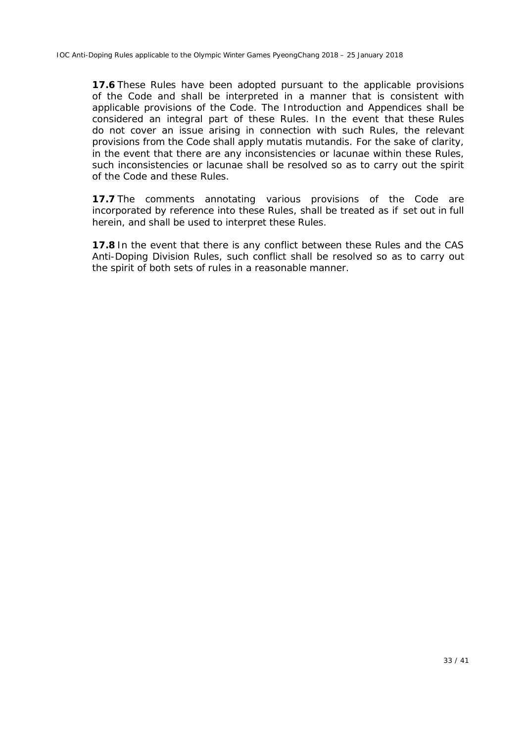**17.6** These Rules have been adopted pursuant to the applicable provisions of the Code and shall be interpreted in a manner that is consistent with applicable provisions of the Code. The Introduction and Appendices shall be considered an integral part of these Rules. In the event that these Rules do not cover an issue arising in connection with such Rules, the relevant provisions from the Code shall apply mutatis mutandis. For the sake of clarity, in the event that there are any inconsistencies or lacunae within these Rules, such inconsistencies or lacunae shall be resolved so as to carry out the spirit of the Code and these Rules.

**17.7** The comments annotating various provisions of the Code are incorporated by reference into these Rules, shall be treated as if set out in full herein, and shall be used to interpret these Rules.

**17.8** In the event that there is any conflict between these Rules and the CAS Anti-Doping Division Rules, such conflict shall be resolved so as to carry out the spirit of both sets of rules in a reasonable manner.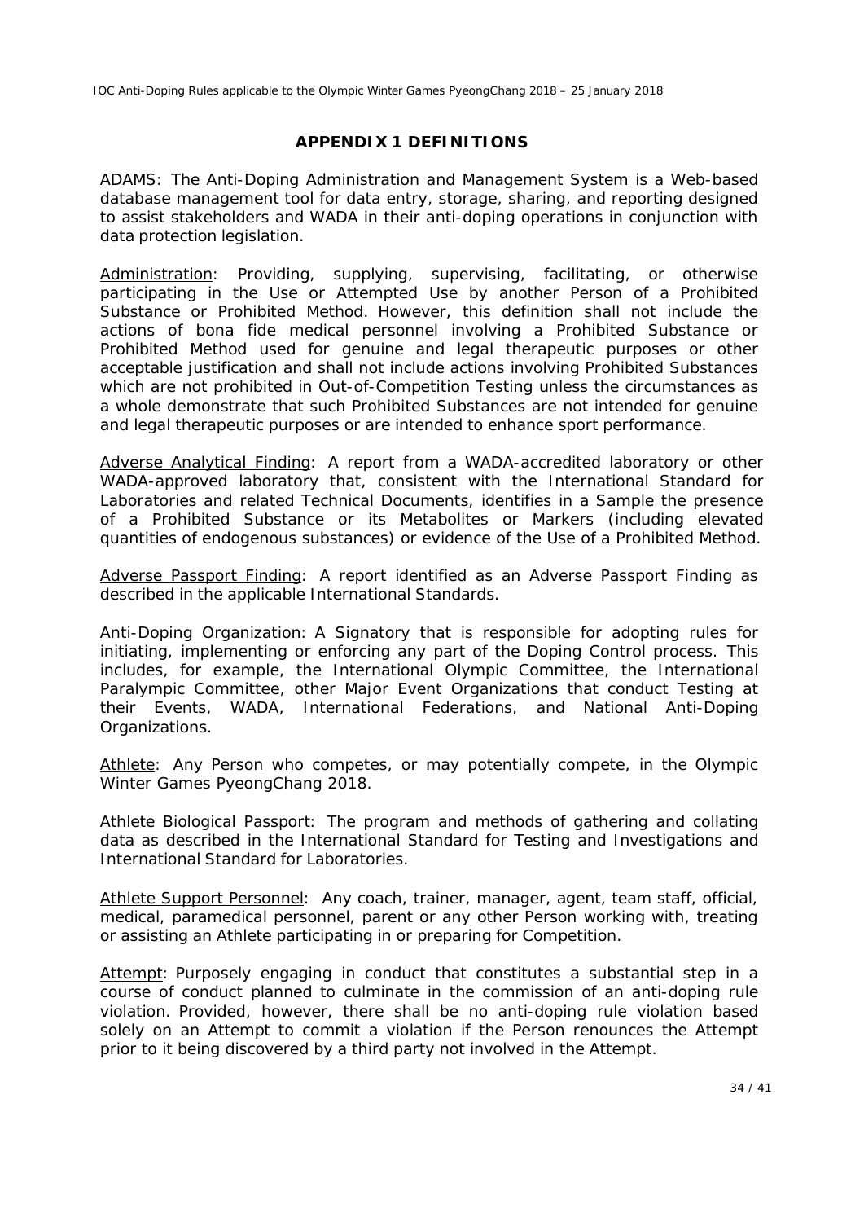## APPENDIX 1 DEFINITIONS

ADAMS: The Anti-Doping Administration and Management System is a Web-based database management tool for data entry, storage, sharing, and reporting designed to assist stakeholders and WADA in their anti-doping operations in conjunction with data protection legislation.

Administration: Providing, supplying, supervising, facilitating, or otherwise participating in the Use or Attempted Use by another Person of a Prohibited Substance or Prohibited Method. However, this definition shall not include the actions of bona fide medical personnel involving a Prohibited Substance or Prohibited Method used for genuine and legal therapeutic purposes or other acceptable justification and shall not include actions involving Prohibited Substances which are not prohibited in Out-of-Competition Testing unless the circumstances as a whole demonstrate that such Prohibited Substances are not intended for genuine and legal therapeutic purposes or are intended to enhance sport performance.

Adverse Analytical Finding: A report from a WADA-accredited laboratory or other WADA-approved laboratory that, consistent with the International Standard for Laboratories and related Technical Documents, identifies in a Sample the presence of a Prohibited Substance or its Metabolites or Markers (including elevated quantities of endogenous substances) or evidence of the Use of a Prohibited Method.

Adverse Passport Finding: A report identified as an Adverse Passport Finding as described in the applicable International Standards.

Anti-Doping Organization: A Signatory that is responsible for adopting rules for initiating, implementing or enforcing any part of the Doping Control process. This includes, for example, the International Olympic Committee, the International Paralympic Committee, other Major Event Organizations that conduct Testing at their Events, WADA, International Federations, and National Anti-Doping Organizations.

Athlete: Any Person who competes, or may potentially compete, in the Olympic Winter Games PyeongChang 2018.

Athlete Biological Passport: The program and methods of gathering and collating data as described in the International Standard for Testing and Investigations and International Standard for Laboratories.

Athlete Support Personnel: Any coach, trainer, manager, agent, team staff, official, medical, paramedical personnel, parent or any other Person working with, treating or assisting an Athlete participating in or preparing for Competition.

Attempt: Purposely engaging in conduct that constitutes a substantial step in a course of conduct planned to culminate in the commission of an anti-doping rule violation. Provided, however, there shall be no anti-doping rule violation based solely on an Attempt to commit a violation if the Person renounces the Attempt prior to it being discovered by a third party not involved in the Attempt.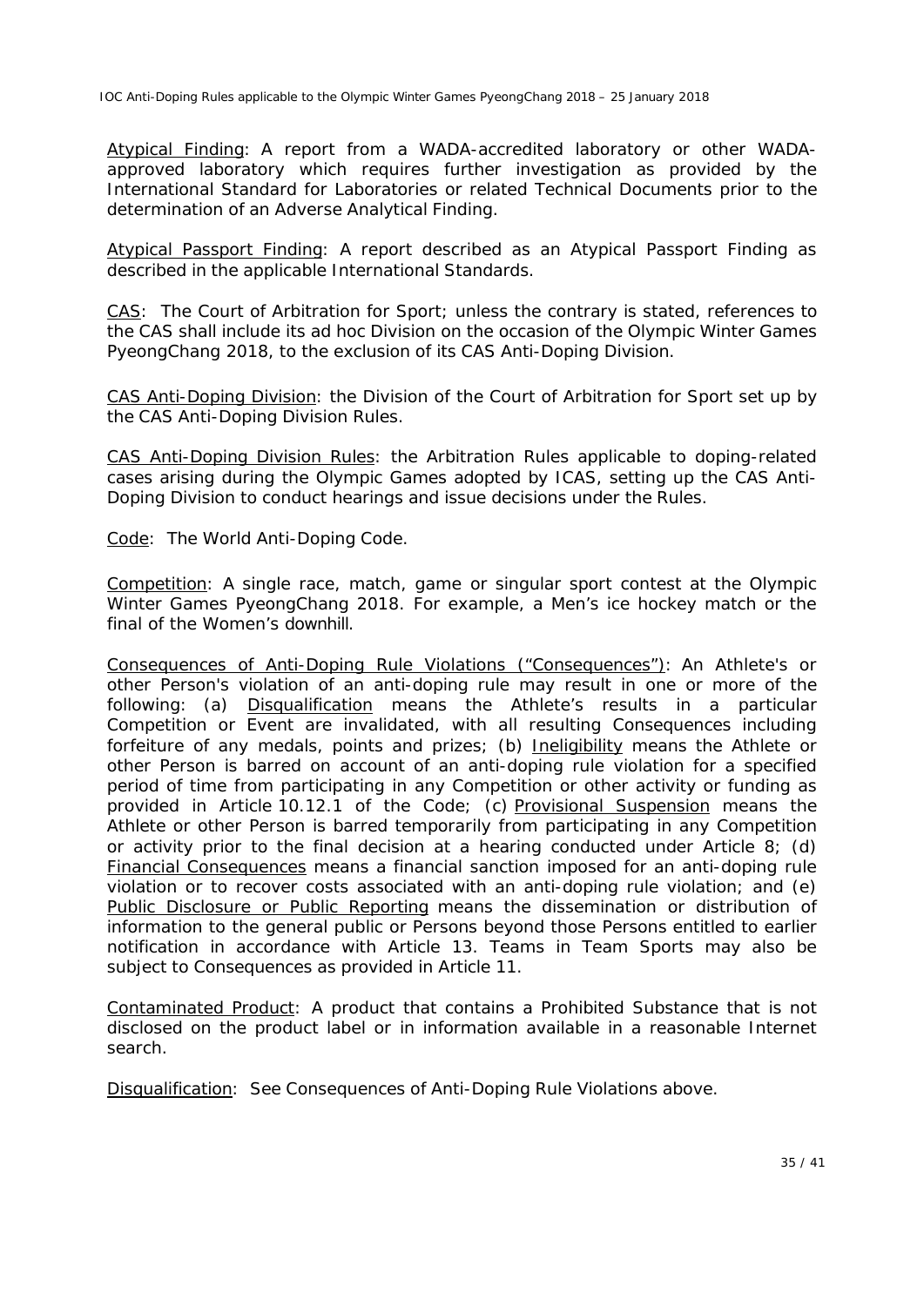Atypical Finding: A report from a WADA-accredited laboratory or other WADA-approved laboratory which requires further investigation as provided by the International Standard for Laboratories or related Technical Documents prior to the determination of an Adverse Analytical Finding.

Atypical Passport Finding: A report described as an Atypical Passport Finding as described in the applicable International Standards.

CAS: The Court of Arbitration for Sport; unless the contrary is stated, references to the CAS shall include its ad hoc Division on the occasion of the Olympic Winter Games PyeongChang 2018, to the exclusion of its CAS Anti-Doping Division.

CAS Anti-Doping Division: the Division of the Court of Arbitration for Sport set up by the CAS Anti-Doping Division Rules.

CAS Anti-Doping Division Rules: the Arbitration Rules applicable to doping-related cases arising during the Olympic Games adopted by ICAS, setting up the CAS Anti-Doping Division to conduct hearings and issue decisions under the Rules.

Code: The World Anti-Doping Code.

Competition: A single race, match, game or singular sport contest at the Olympic Winter Games PyeongChang 2018. For example, a Men's ice hockey match or the final of the Women's downhill.

Consequences of Anti-Doping Rule Violations ("Consequences"): An Athlete's or other Person's violation of an anti-doping rule may result in one or more of the following: (a) Disqualification means the Athlete's results in a particular Competition or Event are invalidated, with all resulting Consequences including forfeiture of any medals, points and prizes; (b) Ineligibility means the Athlete or other Person is barred on account of an anti-doping rule violation for a specified period of time from participating in any Competition or other activity or funding as provided in Article 10.12.1 of the Code; (c) Provisional Suspension means the Athlete or other Person is barred temporarily from participating in any Competition or activity prior to the final decision at a hearing conducted under Article 8; (d) Financial Consequences means a financial sanction imposed for an anti-doping rule violation or to recover costs associated with an anti-doping rule violation; and (e) Public Disclosure or Public Reporting means the dissemination or distribution of information to the general public or Persons beyond those Persons entitled to earlier notification in accordance with Article 13. Teams in Team Sports may also be subject to Consequences as provided in Article 11.

Contaminated Product: A product that contains a Prohibited Substance that is not disclosed on the product label or in information available in a reasonable Internet search.

Disqualification: See Consequences of Anti-Doping Rule Violations above.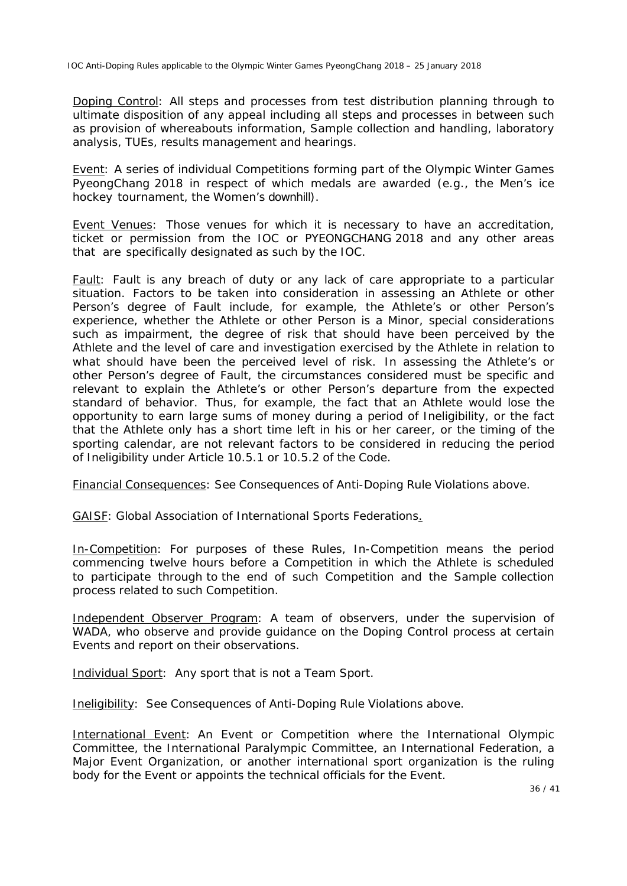<u>Doping Control</u>: All steps and processes from test distribution planning through to ultimate disposition of any appeal including all steps and processes in between such as provision of whereabouts information, Sample collection and handling, laboratory analysis, TUEs, results management and hearings.

<u>Event</u>: A series of individual Competitions forming part of the Olympic Winter Games PyeongChang 2018 in respect of which medals are awarded (e.g., the Men's ice hockey tournament, the Women's downhill).

<u>Event Venues</u>: Those venues for which it is necessary to have an accreditation, ticket or permission from the IOC or PYEONGCHANG 2018 and any other areas that are specifically designated as such by the IOC.

<u>Fault</u>: Fault is any breach of duty or any lack of care appropriate to a particular situation. Factors to be taken into consideration in assessing an Athlete or other Person's degree of Fault include, for example, the Athlete's or other Person's experience, whether the Athlete or other Person is a Minor, special considerations such as impairment, the degree of risk that should have been perceived by the Athlete and the level of care and investigation exercised by the Athlete in relation to what should have been the perceived level of risk. In assessing the Athlete's or other Person's degree of Fault, the circumstances considered must be specific and relevant to explain the Athlete's or other Person's departure from the expected standard of behavior. Thus, for example, the fact that an Athlete would lose the opportunity to earn large sums of money during a period of Ineligibility, or the fact that the Athlete only has a short time left in his or her career, or the timing of the sporting calendar, are not relevant factors to be considered in reducing the period of Ineligibility under Article 10.5.1 or 10.5.2 of the Code.

<u>Financial Consequences</u>: See Consequences of Anti-Doping Rule Violations above.

<u>GAISF</u>: Global Association of International Sports Federations.

<u>In-Competition</u>: For purposes of these Rules, In-Competition means the period commencing twelve hours before a Competition in which the Athlete is scheduled to participate through to the end of such Competition and the Sample collection process related to such Competition.

<u>Independent Observer Program</u>: A team of observers, under the supervision of WADA, who observe and provide guidance on the Doping Control process at certain Events and report on their observations.

<u>Individual Sport</u>: Any sport that is not a Team Sport.

<u>Ineligibility</u>: See Consequences of Anti-Doping Rule Violations above.

<u>International Event</u>: An Event or Competition where the International Olympic Committee, the International Paralympic Committee, an International Federation, a Major Event Organization, or another international sport organization is the ruling body for the Event or appoints the technical officials for the Event.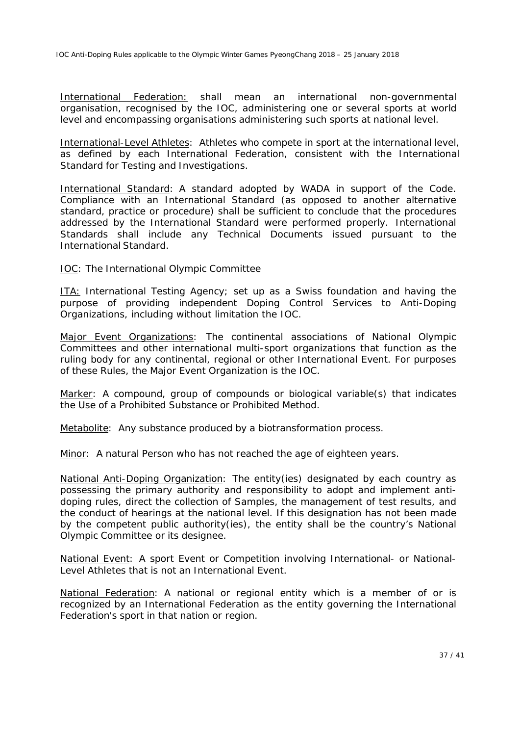<u>International Federation:</u> shall mean an international non-governmental organisation, recognised by the IOC, administering one or several sports at world level and encompassing organisations administering such sports at national level.

<u>International-Level Athletes</u>: Athletes who compete in sport at the international level, as defined by each International Federation, consistent with the International Standard for Testing and Investigations.

<u>International Standard</u>: A standard adopted by WADA in support of the Code. Compliance with an International Standard (as opposed to another alternative standard, practice or procedure) shall be sufficient to conclude that the procedures addressed by the International Standard were performed properly. International Standards shall include any Technical Documents issued pursuant to the International Standard.

<u>IOC</u>: The International Olympic Committee

<u>ITA:</u> International Testing Agency; set up as a Swiss foundation and having the purpose of providing independent Doping Control Services to Anti-Doping Organizations, including without limitation the IOC.

<u>Major Event Organizations</u>: The continental associations of National Olympic Committees and other international multi-sport organizations that function as the ruling body for any continental, regional or other International Event. For purposes of these Rules, the Major Event Organization is the IOC.

<u>Marker</u>: A compound, group of compounds or biological variable(s) that indicates the Use of a Prohibited Substance or Prohibited Method.

<u>Metabolite</u>: Any substance produced by a biotransformation process.

<u>Minor</u>: A natural Person who has not reached the age of eighteen years.

<u>National Anti-Doping Organization</u>: The entity(ies) designated by each country as possessing the primary authority and responsibility to adopt and implement anti-doping rules, direct the collection of Samples, the management of test results, and the conduct of hearings at the national level. If this designation has not been made by the competent public authority(ies), the entity shall be the country's National Olympic Committee or its designee.

<u>National Event</u>: A sport Event or Competition involving International- or National-Level Athletes that is not an International Event.

<u>National Federation</u>: A national or regional entity which is a member of or is recognized by an International Federation as the entity governing the International Federation's sport in that nation or region.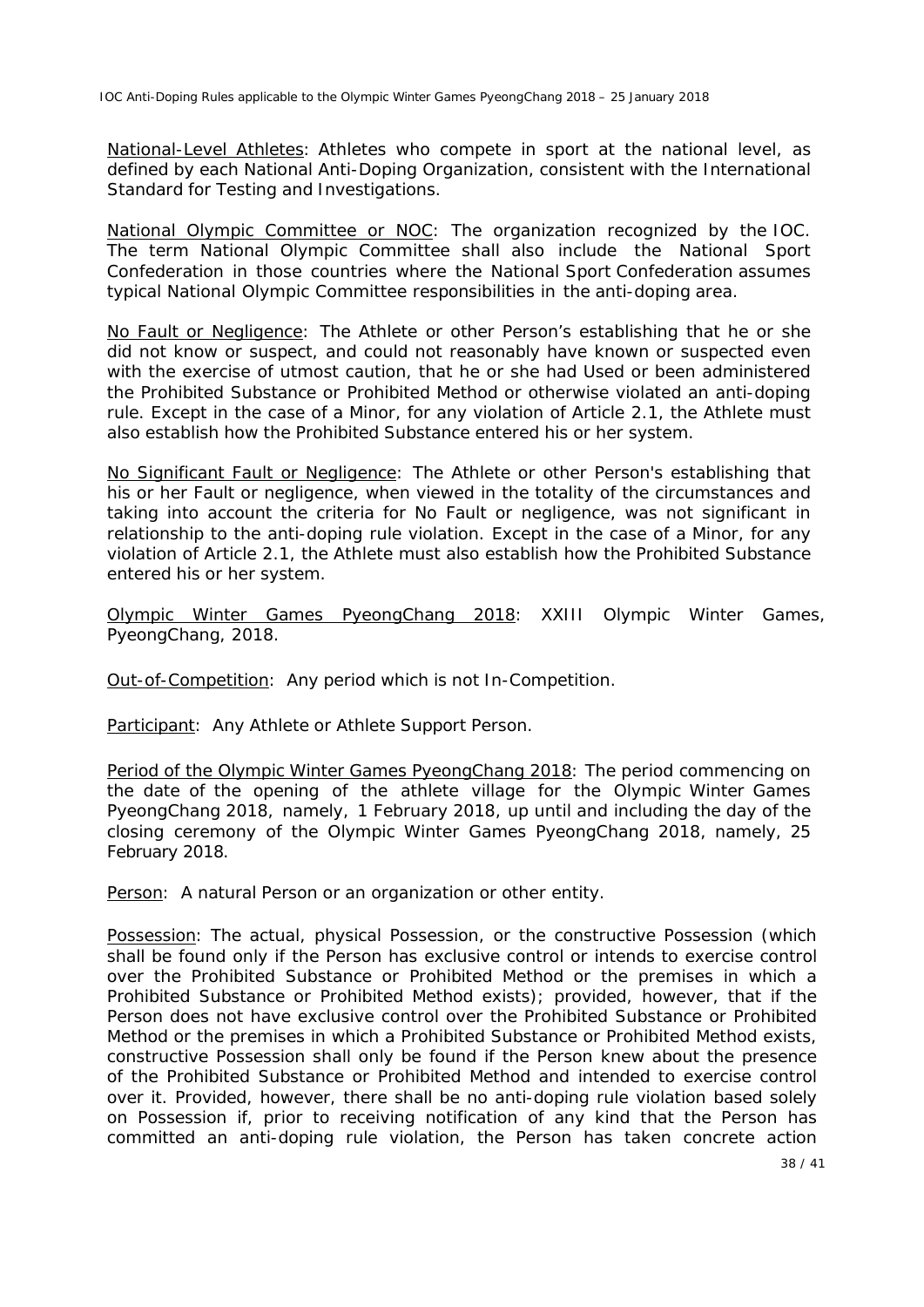National-Level Athletes: Athletes who compete in sport at the national level, as defined by each National Anti-Doping Organization, consistent with the International Standard for Testing and Investigations.

National Olympic Committee or NOC: The organization recognized by the IOC. The term National Olympic Committee shall also include the National Sport Confederation in those countries where the National Sport Confederation assumes typical National Olympic Committee responsibilities in the anti-doping area.

No Fault or Negligence: The Athlete or other Person's establishing that he or she did not know or suspect, and could not reasonably have known or suspected even with the exercise of utmost caution, that he or she had Used or been administered the Prohibited Substance or Prohibited Method or otherwise violated an anti-doping rule. Except in the case of a Minor, for any violation of Article 2.1, the Athlete must also establish how the Prohibited Substance entered his or her system.

No Significant Fault or Negligence: The Athlete or other Person's establishing that his or her Fault or negligence, when viewed in the totality of the circumstances and taking into account the criteria for No Fault or negligence, was not significant in relationship to the anti-doping rule violation. Except in the case of a Minor, for any violation of Article 2.1, the Athlete must also establish how the Prohibited Substance entered his or her system.

Olympic Winter Games PyeongChang 2018: XXIII Olympic Winter Games, PyeongChang, 2018.

Out-of-Competition: Any period which is not In-Competition.

Participant: Any Athlete or Athlete Support Person.

Period of the Olympic Winter Games PyeongChang 2018: The period commencing on the date of the opening of the athlete village for the Olympic Winter Games PyeongChang 2018, namely, 1 February 2018, up until and including the day of the closing ceremony of the Olympic Winter Games PyeongChang 2018, namely, 25 February 2018.

Person: A natural Person or an organization or other entity.

Possession: The actual, physical Possession, or the constructive Possession (which shall be found only if the Person has exclusive control or intends to exercise control over the Prohibited Substance or Prohibited Method or the premises in which a Prohibited Substance or Prohibited Method exists); provided, however, that if the Person does not have exclusive control over the Prohibited Substance or Prohibited Method or the premises in which a Prohibited Substance or Prohibited Method exists, constructive Possession shall only be found if the Person knew about the presence of the Prohibited Substance or Prohibited Method and intended to exercise control over it. Provided, however, there shall be no anti-doping rule violation based solely on Possession if, prior to receiving notification of any kind that the Person has committed an anti-doping rule violation, the Person has taken concrete action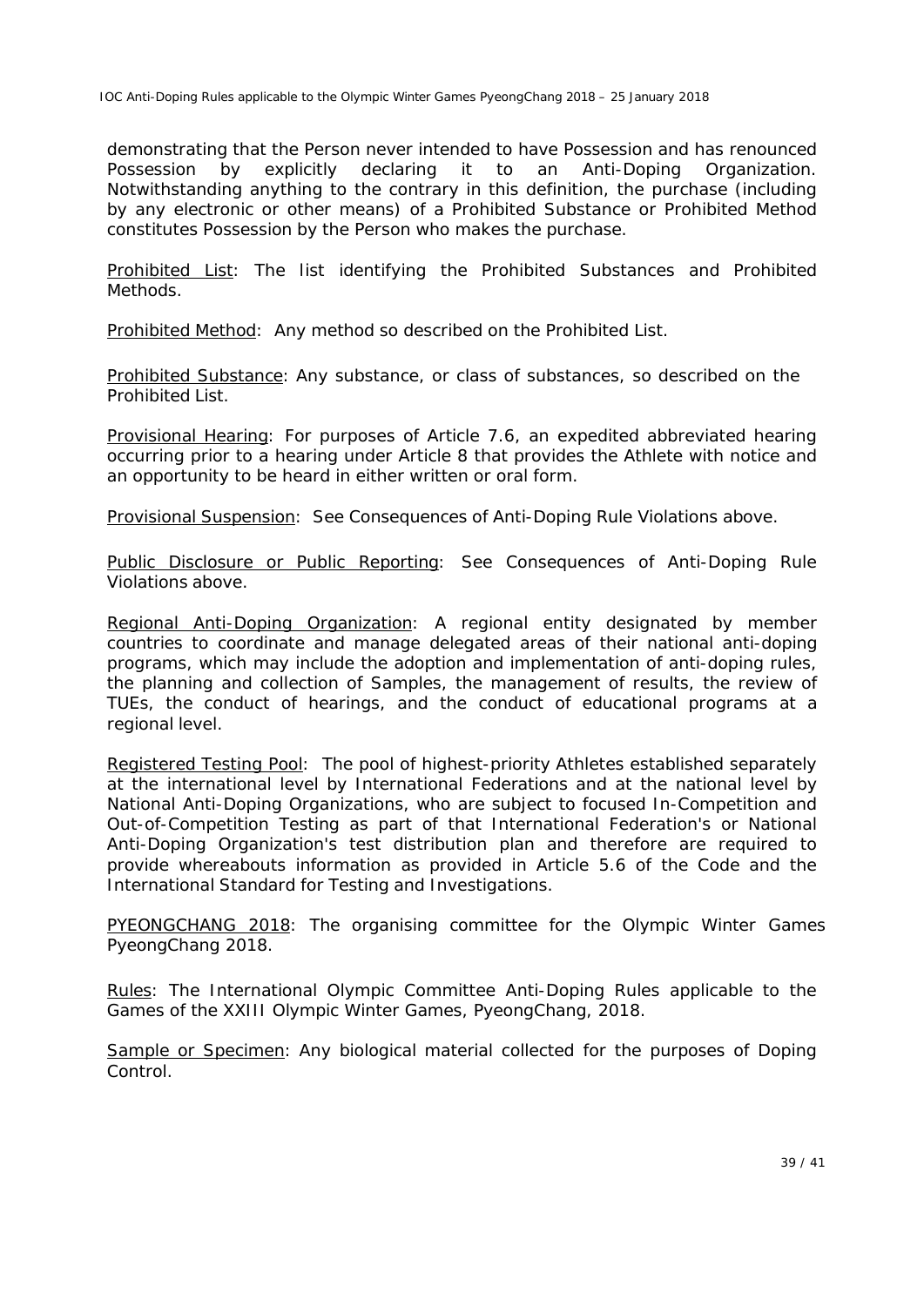demonstrating that the Person never intended to have Possession and has renounced Possession by explicitly declaring it to an Anti-Doping Organization. Notwithstanding anything to the contrary in this definition, the purchase (including by any electronic or other means) of a Prohibited Substance or Prohibited Method constitutes Possession by the Person who makes the purchase.

Prohibited List: The list identifying the Prohibited Substances and Prohibited Methods.

Prohibited Method: Any method so described on the Prohibited List.

Prohibited Substance: Any substance, or class of substances, so described on the Prohibited List.

Provisional Hearing: For purposes of Article 7.6, an expedited abbreviated hearing occurring prior to a hearing under Article 8 that provides the Athlete with notice and an opportunity to be heard in either written or oral form.

Provisional Suspension: See Consequences of Anti-Doping Rule Violations above.

Public Disclosure or Public Reporting: See Consequences of Anti-Doping Rule Violations above.

Regional Anti-Doping Organization: A regional entity designated by member countries to coordinate and manage delegated areas of their national anti-doping programs, which may include the adoption and implementation of anti-doping rules, the planning and collection of Samples, the management of results, the review of TUEs, the conduct of hearings, and the conduct of educational programs at a regional level.

Registered Testing Pool: The pool of highest-priority Athletes established separately at the international level by International Federations and at the national level by National Anti-Doping Organizations, who are subject to focused In-Competition and Out-of-Competition Testing as part of that International Federation's or National Anti-Doping Organization's test distribution plan and therefore are required to provide whereabouts information as provided in Article 5.6 of the Code and the International Standard for Testing and Investigations.

PYEONGCHANG 2018: The organising committee for the Olympic Winter Games PyeongChang 2018.

Rules: The International Olympic Committee Anti-Doping Rules applicable to the Games of the XXIII Olympic Winter Games, PyeongChang, 2018.

Sample or Specimen: Any biological material collected for the purposes of Doping Control.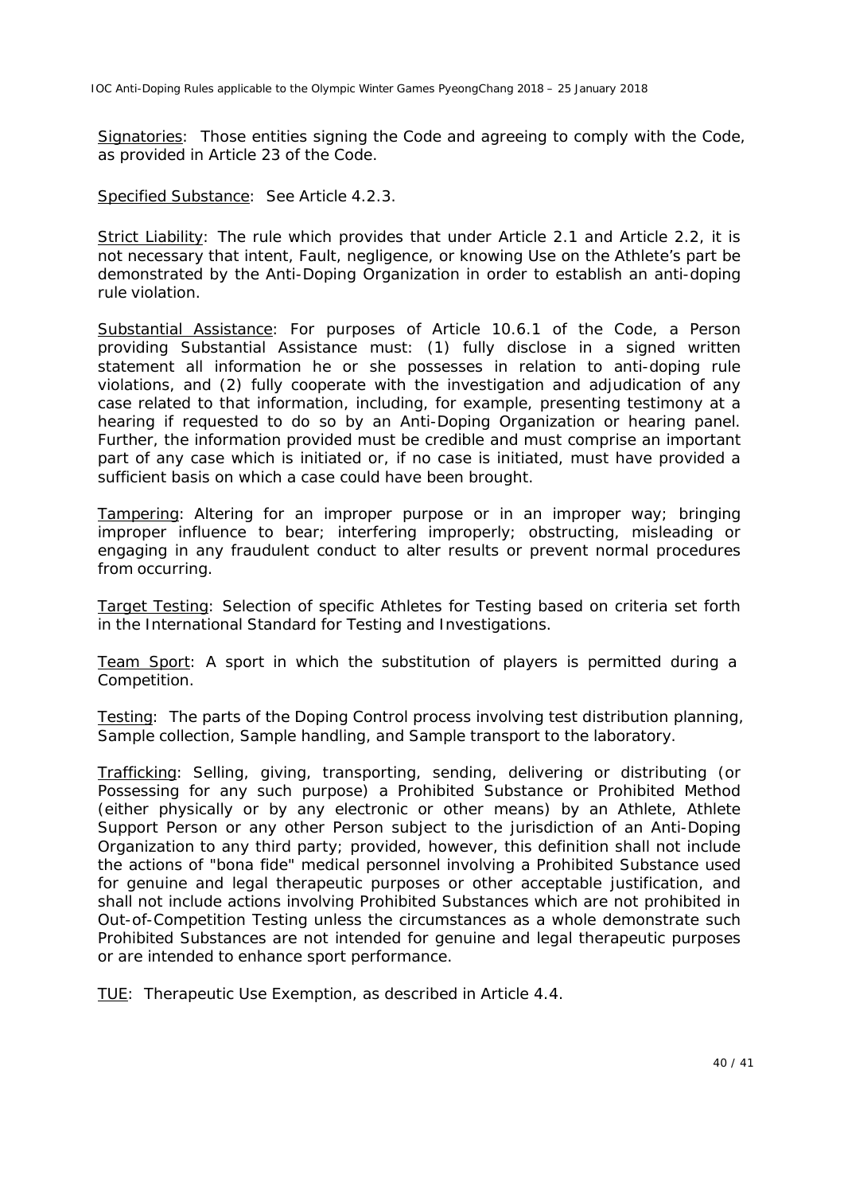Signatories: Those entities signing the Code and agreeing to comply with the Code, as provided in Article 23 of the Code.

Specified Substance: See Article 4.2.3.

Strict Liability: The rule which provides that under Article 2.1 and Article 2.2, it is not necessary that intent, Fault, negligence, or knowing Use on the Athlete's part be demonstrated by the Anti-Doping Organization in order to establish an anti-doping rule violation.

Substantial Assistance: For purposes of Article 10.6.1 of the Code, a Person providing Substantial Assistance must: (1) fully disclose in a signed written statement all information he or she possesses in relation to anti-doping rule violations, and (2) fully cooperate with the investigation and adjudication of any case related to that information, including, for example, presenting testimony at a hearing if requested to do so by an Anti-Doping Organization or hearing panel. Further, the information provided must be credible and must comprise an important part of any case which is initiated or, if no case is initiated, must have provided a sufficient basis on which a case could have been brought.

Tampering: Altering for an improper purpose or in an improper way; bringing improper influence to bear; interfering improperly; obstructing, misleading or engaging in any fraudulent conduct to alter results or prevent normal procedures from occurring.

Target Testing: Selection of specific Athletes for Testing based on criteria set forth in the International Standard for Testing and Investigations.

Team Sport: A sport in which the substitution of players is permitted during a Competition.

Testing: The parts of the Doping Control process involving test distribution planning, Sample collection, Sample handling, and Sample transport to the laboratory.

Trafficking: Selling, giving, transporting, sending, delivering or distributing (or Possessing for any such purpose) a Prohibited Substance or Prohibited Method (either physically or by any electronic or other means) by an Athlete, Athlete Support Person or any other Person subject to the jurisdiction of an Anti-Doping Organization to any third party; provided, however, this definition shall not include the actions of "bona fide" medical personnel involving a Prohibited Substance used for genuine and legal therapeutic purposes or other acceptable justification, and shall not include actions involving Prohibited Substances which are not prohibited in Out-of-Competition Testing unless the circumstances as a whole demonstrate such Prohibited Substances are not intended for genuine and legal therapeutic purposes or are intended to enhance sport performance.

TUE: Therapeutic Use Exemption, as described in Article 4.4.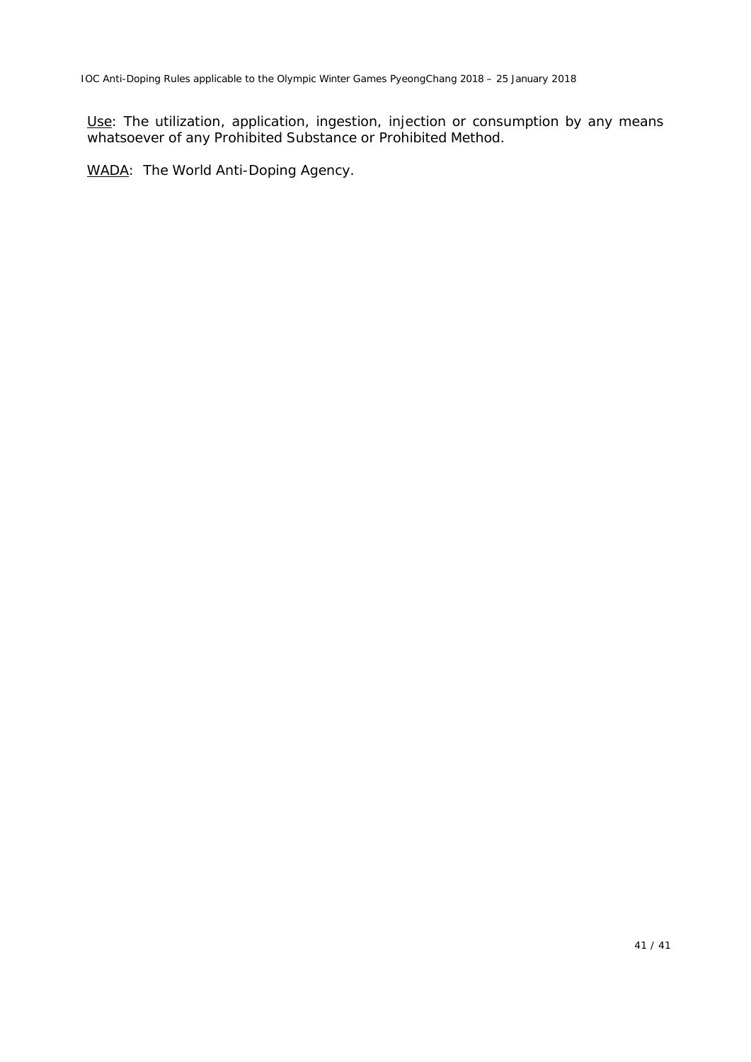<u>Use</u>: The utilization, application, ingestion, injection or consumption by any means whatsoever of any Prohibited Substance or Prohibited Method.

<u>WADA</u>: The World Anti-Doping Agency.